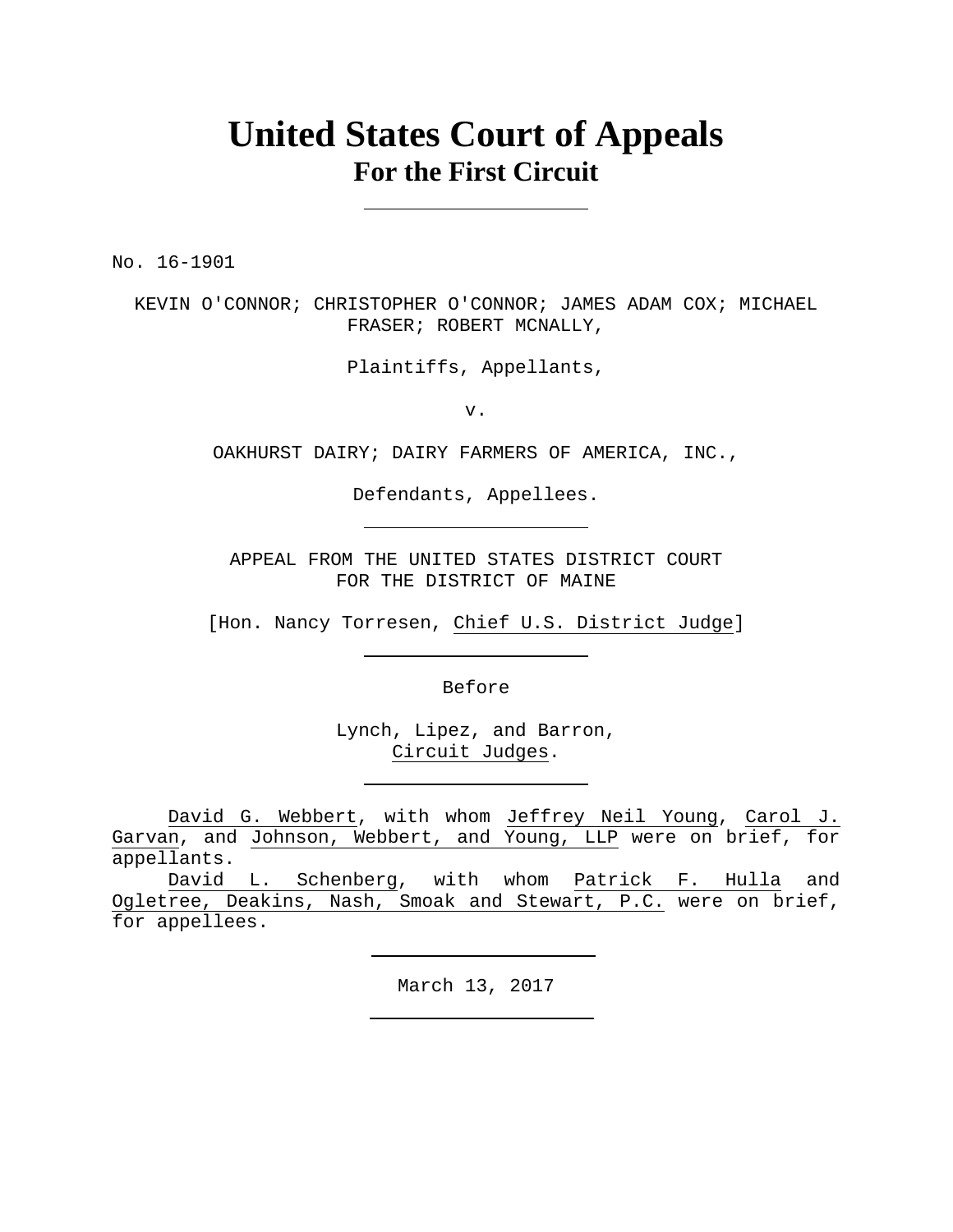# United States Court of Appeals
## For the First Circuit

---

No. 16-1901

KEVIN O'CONNOR; CHRISTOPHER O'CONNOR; JAMES ADAM COX; MICHAEL FRASER; ROBERT MCNALLY,

Plaintiffs, Appellants,

v.

OAKHURST DAIRY; DAIRY FARMERS OF AMERICA, INC.,

Defendants, Appellees.

---

APPEAL FROM THE UNITED STATES DISTRICT COURT
FOR THE DISTRICT OF MAINE

[Hon. Nancy Torresen, Chief U.S. District Judge]

---

Before

Lynch, Lipez, and Barron,
Circuit Judges.

---

David G. Webbert, with whom Jeffrey Neil Young, Carol J. Garvan, and Johnson, Webbert, and Young, LLP were on brief, for appellants.

David L. Schenberg, with whom Patrick F. Hulla and Ogletree, Deakins, Nash, Smoak and Stewart, P.C. were on brief, for appellees.

---

March 13, 2017

---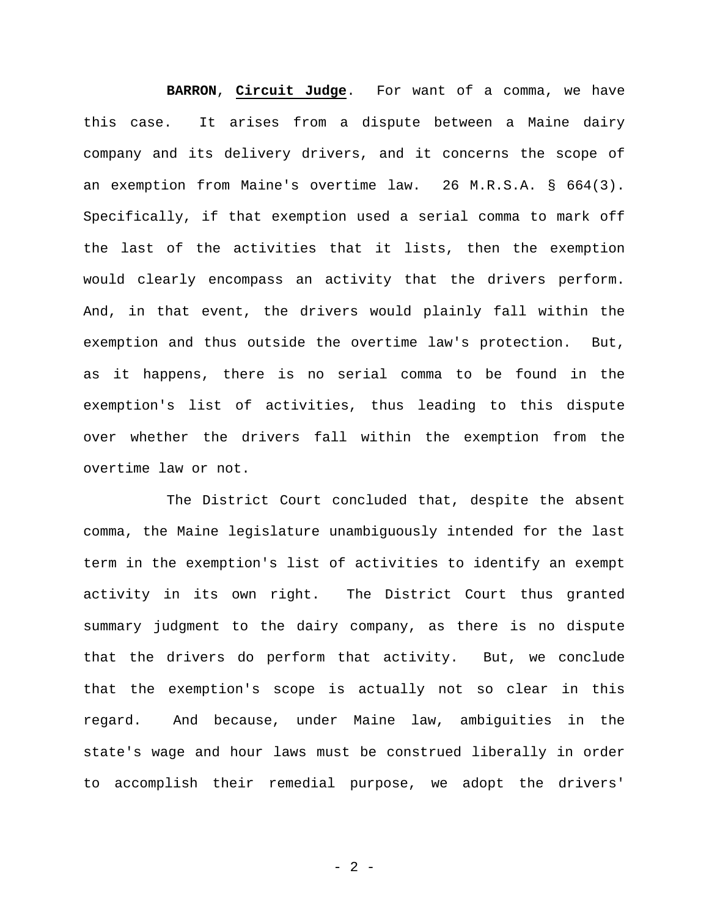**BARRON**, **Circuit Judge**. For want of a comma, we have this case. It arises from a dispute between a Maine dairy company and its delivery drivers, and it concerns the scope of an exemption from Maine's overtime law. 26 M.R.S.A. § 664(3). Specifically, if that exemption used a serial comma to mark off the last of the activities that it lists, then the exemption would clearly encompass an activity that the drivers perform. And, in that event, the drivers would plainly fall within the exemption and thus outside the overtime law's protection. But, as it happens, there is no serial comma to be found in the exemption's list of activities, thus leading to this dispute over whether the drivers fall within the exemption from the overtime law or not.

The District Court concluded that, despite the absent comma, the Maine legislature unambiguously intended for the last term in the exemption's list of activities to identify an exempt activity in its own right. The District Court thus granted summary judgment to the dairy company, as there is no dispute that the drivers do perform that activity. But, we conclude that the exemption's scope is actually not so clear in this regard. And because, under Maine law, ambiguities in the state's wage and hour laws must be construed liberally in order to accomplish their remedial purpose, we adopt the drivers'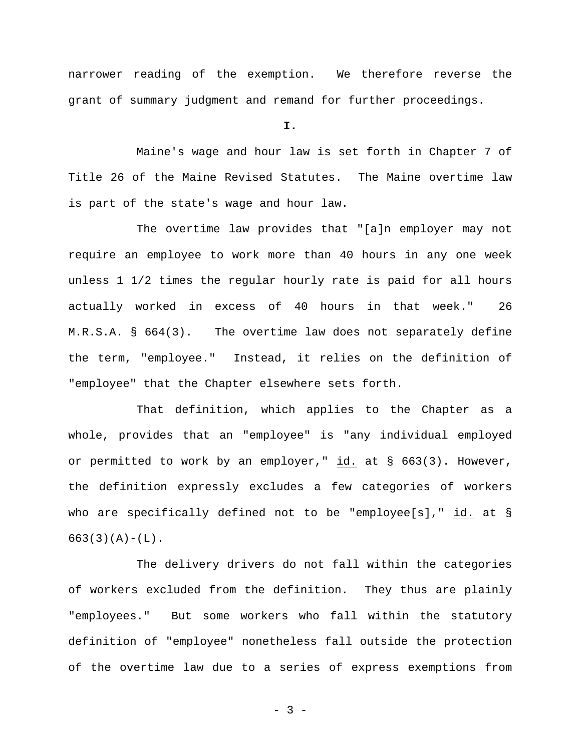narrower reading of the exemption. We therefore reverse the grant of summary judgment and remand for further proceedings.

**I.**

Maine's wage and hour law is set forth in Chapter 7 of Title 26 of the Maine Revised Statutes. The Maine overtime law is part of the state's wage and hour law.

The overtime law provides that "[a]n employer may not require an employee to work more than 40 hours in any one week unless 1 1/2 times the regular hourly rate is paid for all hours actually worked in excess of 40 hours in that week." 26 M.R.S.A. § 664(3). The overtime law does not separately define the term, "employee." Instead, it relies on the definition of "employee" that the Chapter elsewhere sets forth.

That definition, which applies to the Chapter as a whole, provides that an "employee" is "any individual employed or permitted to work by an employer," id. at § 663(3). However, the definition expressly excludes a few categories of workers who are specifically defined not to be "employee[s]," id. at § 663(3)(A)-(L).

The delivery drivers do not fall within the categories of workers excluded from the definition. They thus are plainly "employees." But some workers who fall within the statutory definition of "employee" nonetheless fall outside the protection of the overtime law due to a series of express exemptions from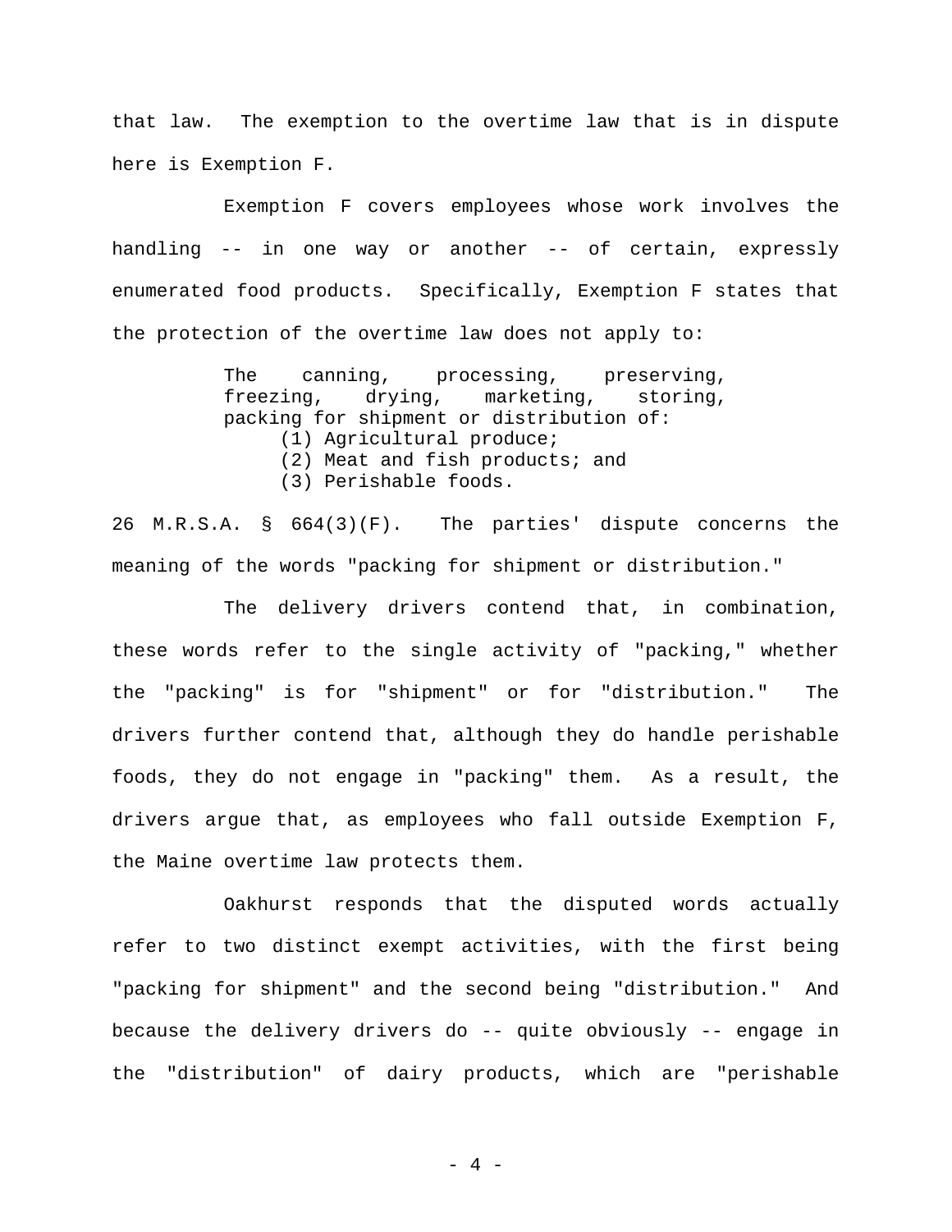that law. The exemption to the overtime law that is in dispute here is Exemption F.

Exemption F covers employees whose work involves the handling -- in one way or another -- of certain, expressly enumerated food products. Specifically, Exemption F states that the protection of the overtime law does not apply to:

> The canning, processing, preserving, freezing, drying, marketing, storing, packing for shipment or distribution of:
> (1) Agricultural produce;
> (2) Meat and fish products; and
> (3) Perishable foods.

26 M.R.S.A. § 664(3)(F). The parties' dispute concerns the meaning of the words "packing for shipment or distribution."

The delivery drivers contend that, in combination, these words refer to the single activity of "packing," whether the "packing" is for "shipment" or for "distribution." The drivers further contend that, although they do handle perishable foods, they do not engage in "packing" them. As a result, the drivers argue that, as employees who fall outside Exemption F, the Maine overtime law protects them.

Oakhurst responds that the disputed words actually refer to two distinct exempt activities, with the first being "packing for shipment" and the second being "distribution." And because the delivery drivers do -- quite obviously -- engage in the "distribution" of dairy products, which are "perishable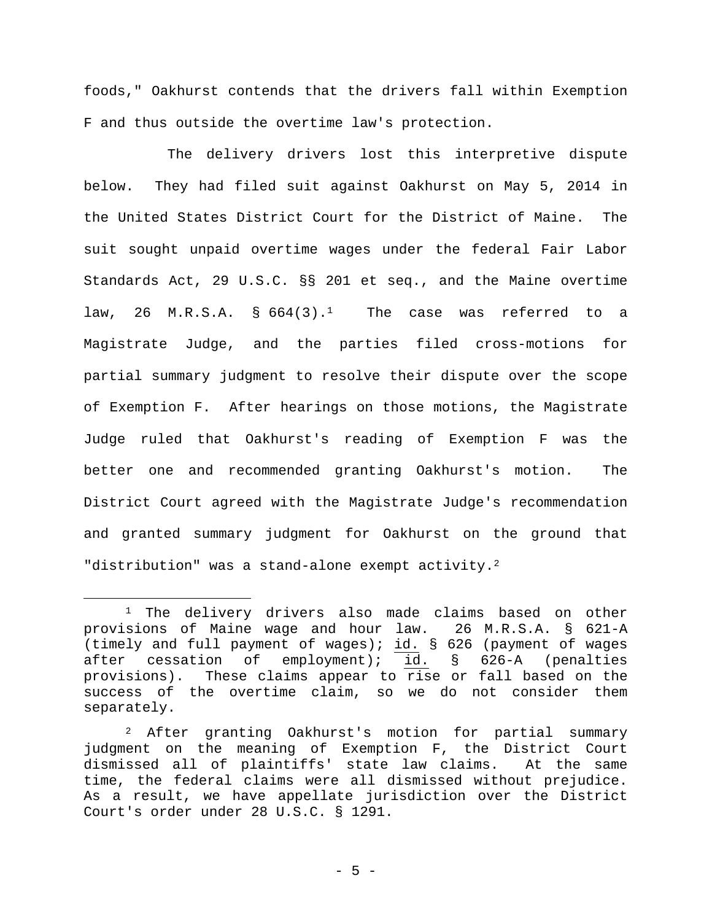foods," Oakhurst contends that the drivers fall within Exemption F and thus outside the overtime law's protection.

The delivery drivers lost this interpretive dispute below. They had filed suit against Oakhurst on May 5, 2014 in the United States District Court for the District of Maine. The suit sought unpaid overtime wages under the federal Fair Labor Standards Act, 29 U.S.C. §§ 201 et seq., and the Maine overtime law, 26 M.R.S.A. § 664(3).[1] The case was referred to a Magistrate Judge, and the parties filed cross-motions for partial summary judgment to resolve their dispute over the scope of Exemption F. After hearings on those motions, the Magistrate Judge ruled that Oakhurst's reading of Exemption F was the better one and recommended granting Oakhurst's motion. The District Court agreed with the Magistrate Judge's recommendation and granted summary judgment for Oakhurst on the ground that "distribution" was a stand-alone exempt activity.[2]

---

[1] The delivery drivers also made claims based on other provisions of Maine wage and hour law. 26 M.R.S.A. § 621-A (timely and full payment of wages); id. § 626 (payment of wages after cessation of employment); id. § 626-A (penalties provisions). These claims appear to rise or fall based on the success of the overtime claim, so we do not consider them separately.

[2] After granting Oakhurst's motion for partial summary judgment on the meaning of Exemption F, the District Court dismissed all of plaintiffs' state law claims. At the same time, the federal claims were all dismissed without prejudice. As a result, we have appellate jurisdiction over the District Court's order under 28 U.S.C. § 1291.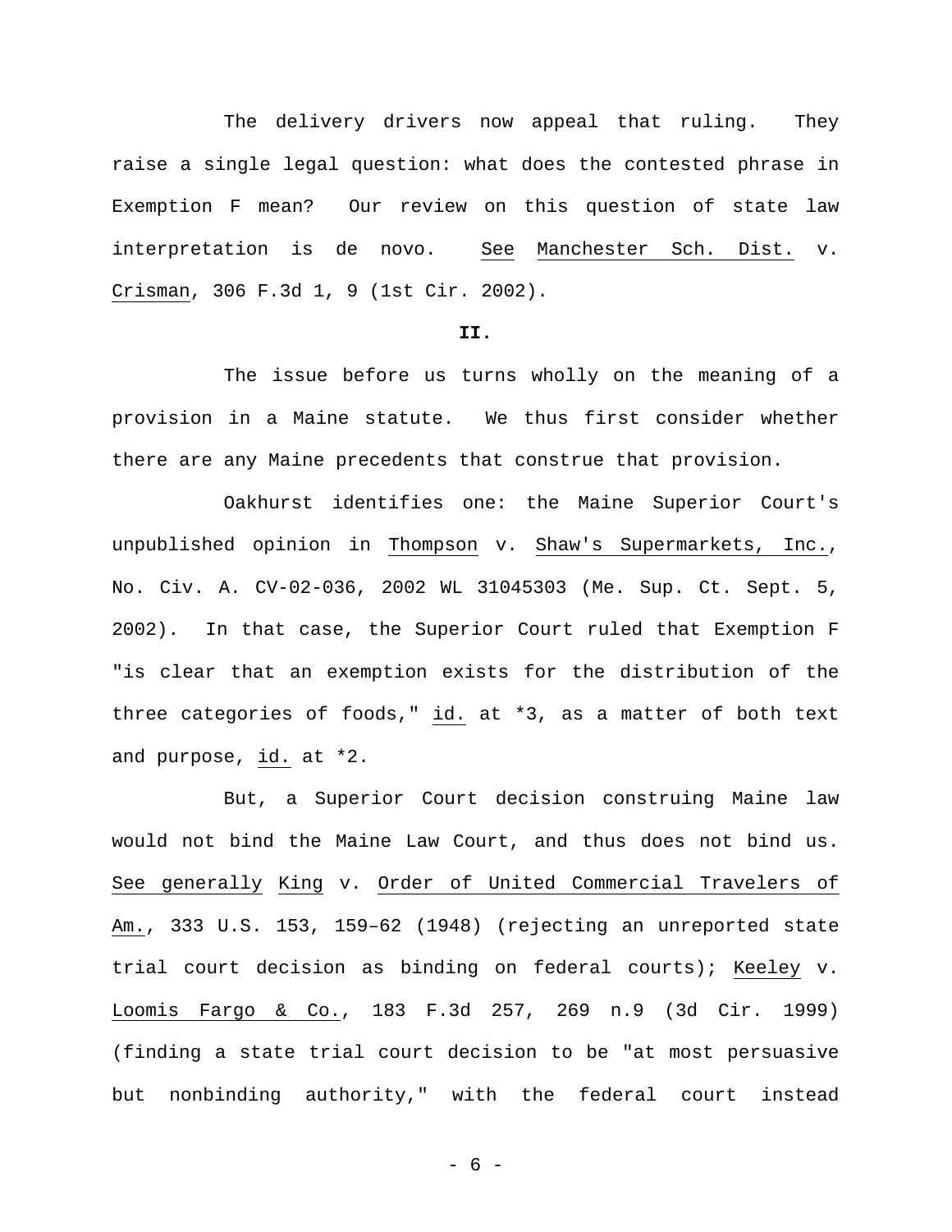The delivery drivers now appeal that ruling. They raise a single legal question: what does the contested phrase in Exemption F mean? Our review on this question of state law interpretation is de novo. See Manchester Sch. Dist. v. Crisman, 306 F.3d 1, 9 (1st Cir. 2002).

**II.**

The issue before us turns wholly on the meaning of a provision in a Maine statute. We thus first consider whether there are any Maine precedents that construe that provision.

Oakhurst identifies one: the Maine Superior Court's unpublished opinion in Thompson v. Shaw's Supermarkets, Inc., No. Civ. A. CV-02-036, 2002 WL 31045303 (Me. Sup. Ct. Sept. 5, 2002). In that case, the Superior Court ruled that Exemption F "is clear that an exemption exists for the distribution of the three categories of foods," id. at *3, as a matter of both text and purpose, id. at *2.

But, a Superior Court decision construing Maine law would not bind the Maine Law Court, and thus does not bind us. See generally King v. Order of United Commercial Travelers of Am., 333 U.S. 153, 159–62 (1948) (rejecting an unreported state trial court decision as binding on federal courts); Keeley v. Loomis Fargo & Co., 183 F.3d 257, 269 n.9 (3d Cir. 1999) (finding a state trial court decision to be "at most persuasive but nonbinding authority," with the federal court instead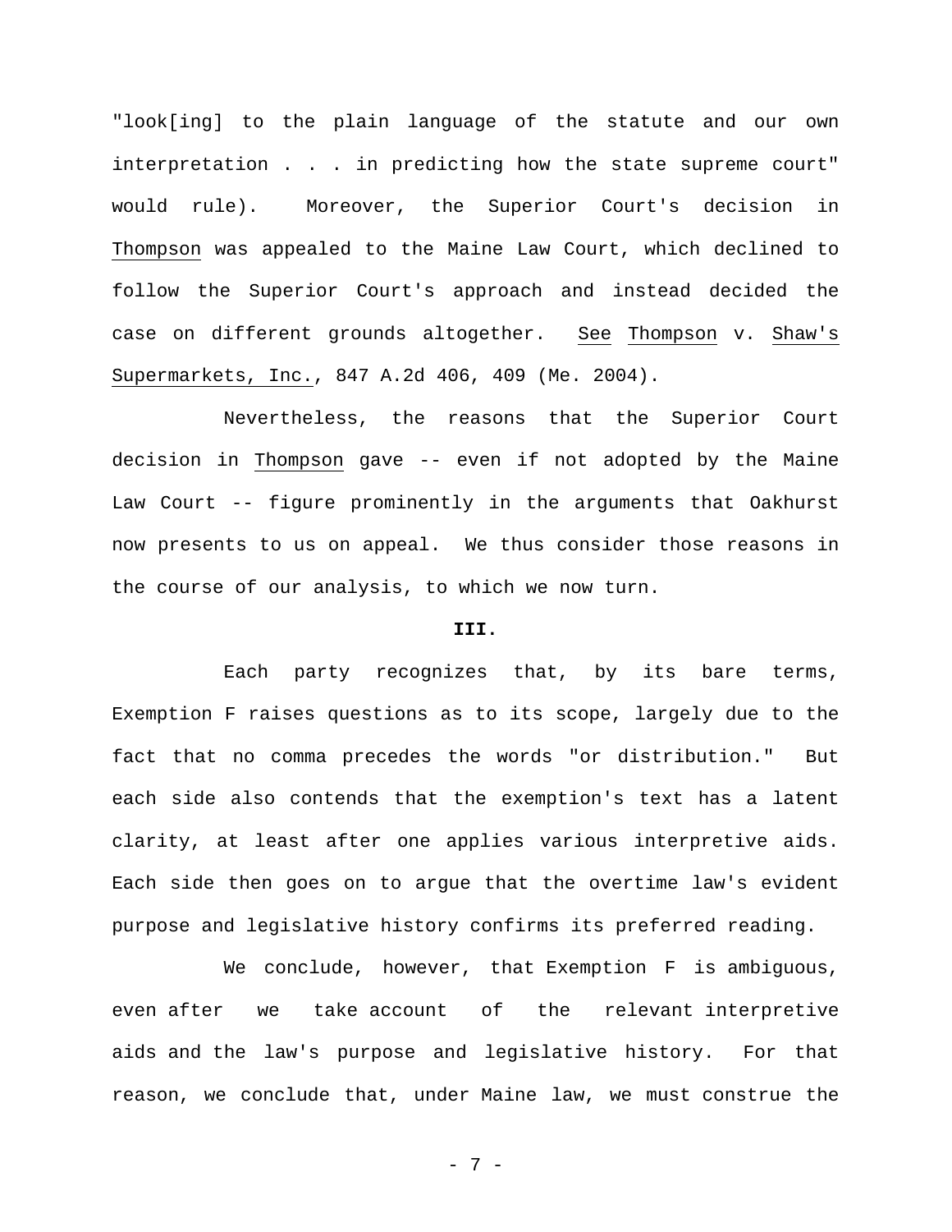"look[ing] to the plain language of the statute and our own interpretation . . . in predicting how the state supreme court" would rule). Moreover, the Superior Court's decision in Thompson was appealed to the Maine Law Court, which declined to follow the Superior Court's approach and instead decided the case on different grounds altogether. See Thompson v. Shaw's Supermarkets, Inc., 847 A.2d 406, 409 (Me. 2004).

Nevertheless, the reasons that the Superior Court decision in Thompson gave -- even if not adopted by the Maine Law Court -- figure prominently in the arguments that Oakhurst now presents to us on appeal. We thus consider those reasons in the course of our analysis, to which we now turn.

## III.

Each party recognizes that, by its bare terms, Exemption F raises questions as to its scope, largely due to the fact that no comma precedes the words "or distribution." But each side also contends that the exemption's text has a latent clarity, at least after one applies various interpretive aids. Each side then goes on to argue that the overtime law's evident purpose and legislative history confirms its preferred reading.

We conclude, however, that Exemption F is ambiguous, even after we take account of the relevant interpretive aids and the law's purpose and legislative history. For that reason, we conclude that, under Maine law, we must construe the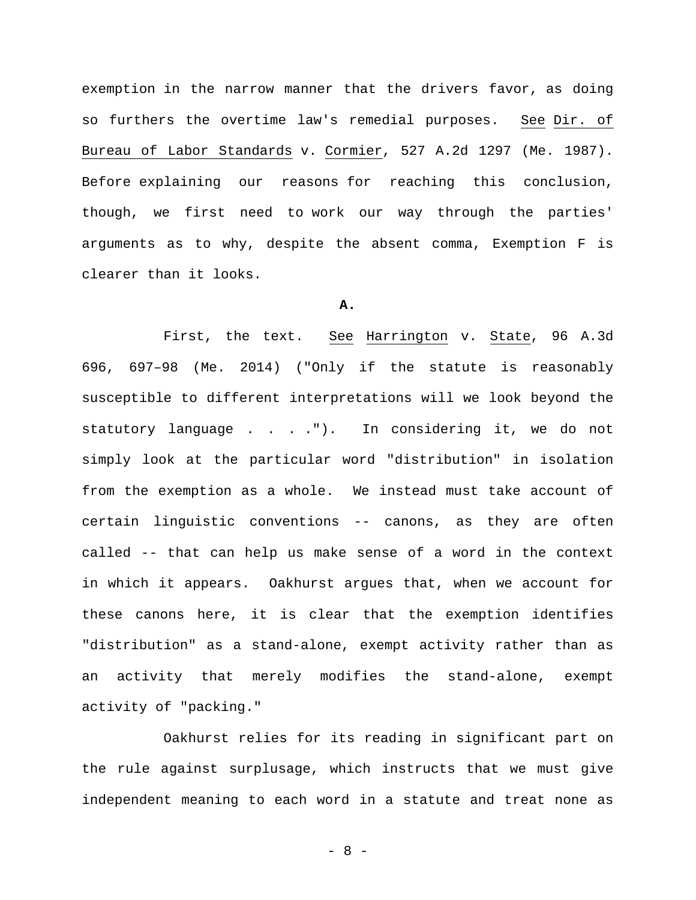exemption in the narrow manner that the drivers favor, as doing so furthers the overtime law's remedial purposes. See Dir. of Bureau of Labor Standards v. Cormier, 527 A.2d 1297 (Me. 1987). Before explaining our reasons for reaching this conclusion, though, we first need to work our way through the parties' arguments as to why, despite the absent comma, Exemption F is clearer than it looks.

**A.**

First, the text. See Harrington v. State, 96 A.3d 696, 697–98 (Me. 2014) ("Only if the statute is reasonably susceptible to different interpretations will we look beyond the statutory language . . . ."). In considering it, we do not simply look at the particular word "distribution" in isolation from the exemption as a whole. We instead must take account of certain linguistic conventions -- canons, as they are often called -- that can help us make sense of a word in the context in which it appears. Oakhurst argues that, when we account for these canons here, it is clear that the exemption identifies "distribution" as a stand-alone, exempt activity rather than as an activity that merely modifies the stand-alone, exempt activity of "packing."

Oakhurst relies for its reading in significant part on the rule against surplusage, which instructs that we must give independent meaning to each word in a statute and treat none as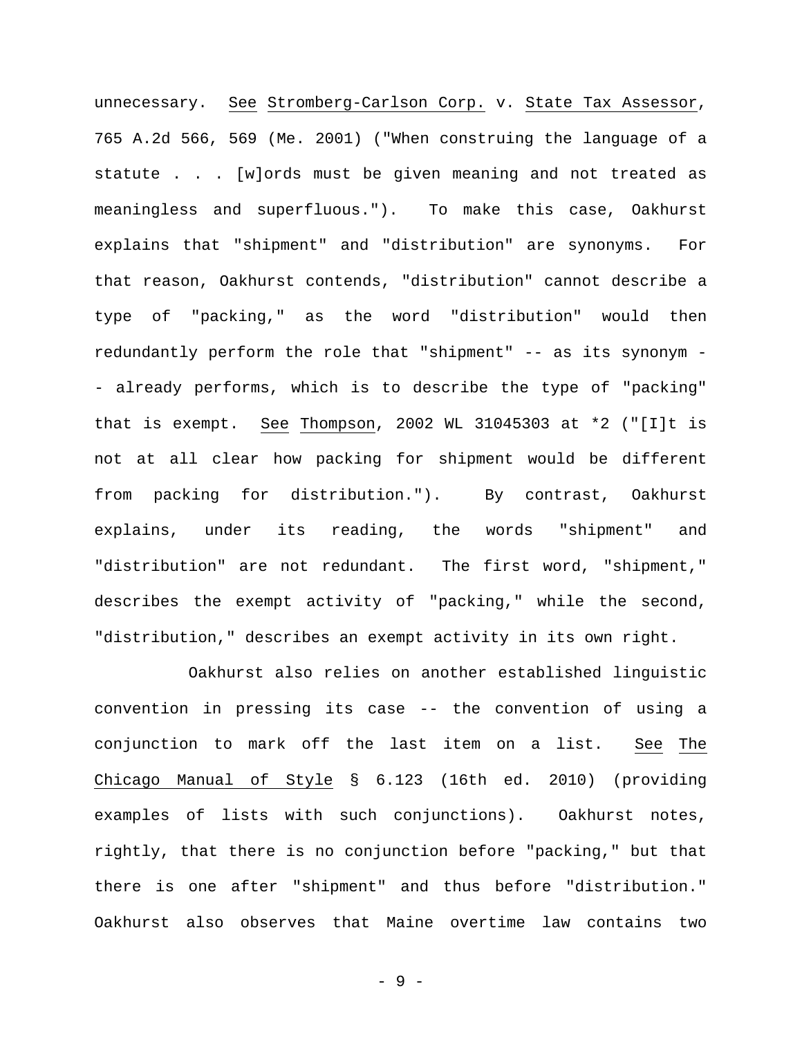unnecessary. See Stromberg-Carlson Corp. v. State Tax Assessor, 765 A.2d 566, 569 (Me. 2001) ("When construing the language of a statute . . . [w]ords must be given meaning and not treated as meaningless and superfluous."). To make this case, Oakhurst explains that "shipment" and "distribution" are synonyms. For that reason, Oakhurst contends, "distribution" cannot describe a type of "packing," as the word "distribution" would then redundantly perform the role that "shipment" -- as its synonym -- already performs, which is to describe the type of "packing" that is exempt. See Thompson, 2002 WL 31045303 at *2 ("[I]t is not at all clear how packing for shipment would be different from packing for distribution."). By contrast, Oakhurst explains, under its reading, the words "shipment" and "distribution" are not redundant. The first word, "shipment," describes the exempt activity of "packing," while the second, "distribution," describes an exempt activity in its own right.

Oakhurst also relies on another established linguistic convention in pressing its case -- the convention of using a conjunction to mark off the last item on a list. See The Chicago Manual of Style § 6.123 (16th ed. 2010) (providing examples of lists with such conjunctions). Oakhurst notes, rightly, that there is no conjunction before "packing," but that there is one after "shipment" and thus before "distribution." Oakhurst also observes that Maine overtime law contains two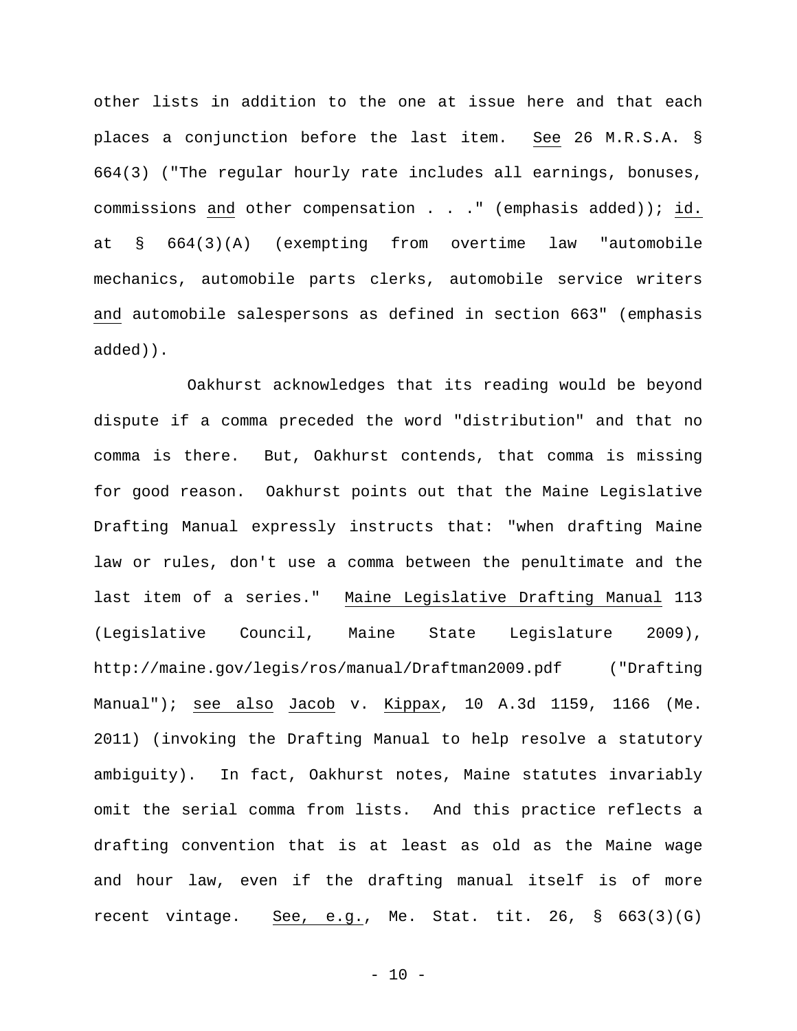other lists in addition to the one at issue here and that each places a conjunction before the last item. _See_ 26 M.R.S.A. § 664(3) ("The regular hourly rate includes all earnings, bonuses, commissions _and_ other compensation . . ." (emphasis added)); _id._ at § 664(3)(A) (exempting from overtime law "automobile mechanics, automobile parts clerks, automobile service writers _and_ automobile salespersons as defined in section 663" (emphasis added)).

Oakhurst acknowledges that its reading would be beyond dispute if a comma preceded the word "distribution" and that no comma is there. But, Oakhurst contends, that comma is missing for good reason. Oakhurst points out that the Maine Legislative Drafting Manual expressly instructs that: "when drafting Maine law or rules, don't use a comma between the penultimate and the last item of a series." _Maine Legislative Drafting Manual_ 113 (Legislative Council, Maine State Legislature 2009), http://maine.gov/legis/ros/manual/Draftman2009.pdf ("Drafting Manual"); _see also_ _Jacob_ v. _Kippax_, 10 A.3d 1159, 1166 (Me. 2011) (invoking the Drafting Manual to help resolve a statutory ambiguity). In fact, Oakhurst notes, Maine statutes invariably omit the serial comma from lists. And this practice reflects a drafting convention that is at least as old as the Maine wage and hour law, even if the drafting manual itself is of more recent vintage. _See, e.g._, Me. Stat. tit. 26, § 663(3)(G)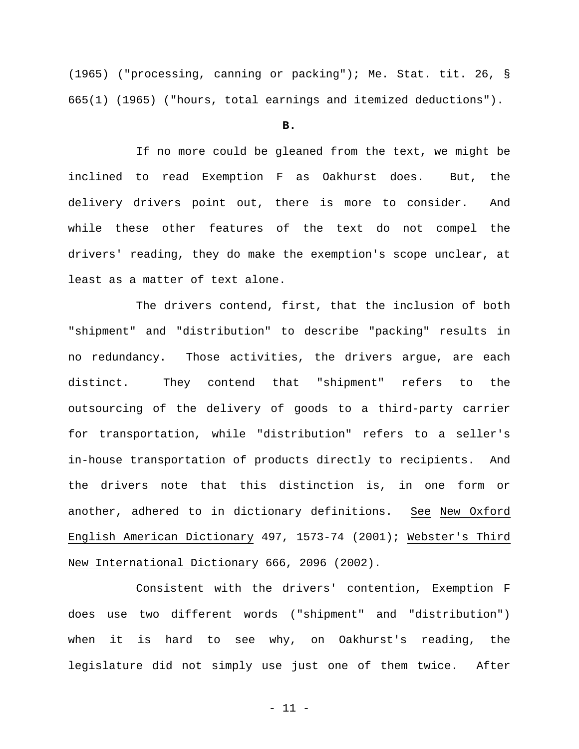(1965) ("processing, canning or packing"); Me. Stat. tit. 26, § 665(1) (1965) ("hours, total earnings and itemized deductions").

**B.**

If no more could be gleaned from the text, we might be inclined to read Exemption F as Oakhurst does. But, the delivery drivers point out, there is more to consider. And while these other features of the text do not compel the drivers' reading, they do make the exemption's scope unclear, at least as a matter of text alone.

The drivers contend, first, that the inclusion of both "shipment" and "distribution" to describe "packing" results in no redundancy. Those activities, the drivers argue, are each distinct. They contend that "shipment" refers to the outsourcing of the delivery of goods to a third-party carrier for transportation, while "distribution" refers to a seller's in-house transportation of products directly to recipients. And the drivers note that this distinction is, in one form or another, adhered to in dictionary definitions. See New Oxford English American Dictionary 497, 1573-74 (2001); Webster's Third New International Dictionary 666, 2096 (2002).

Consistent with the drivers' contention, Exemption F does use two different words ("shipment" and "distribution") when it is hard to see why, on Oakhurst's reading, the legislature did not simply use just one of them twice. After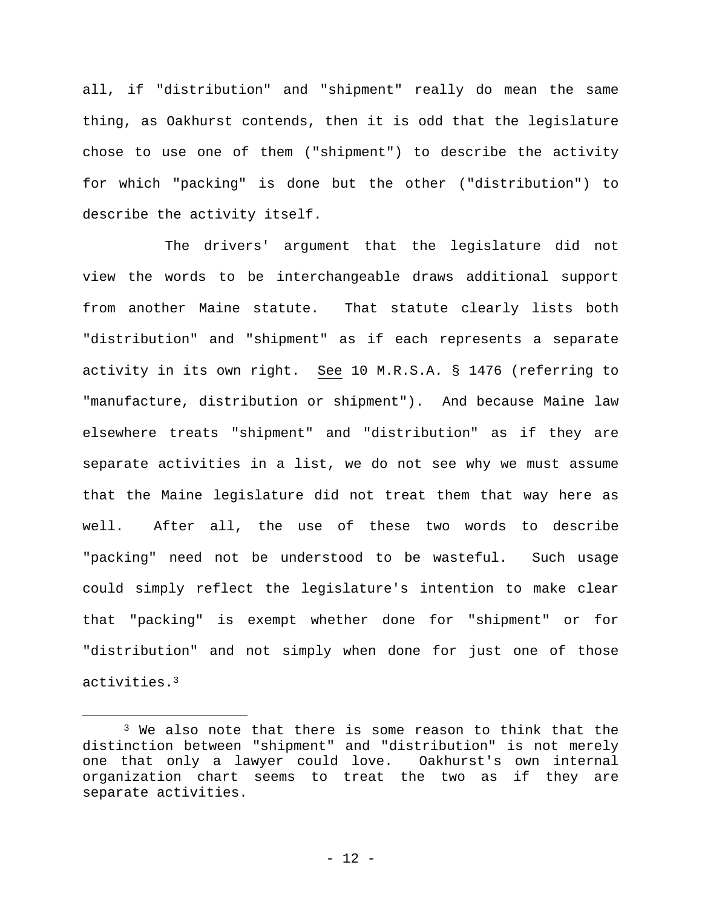all, if "distribution" and "shipment" really do mean the same thing, as Oakhurst contends, then it is odd that the legislature chose to use one of them ("shipment") to describe the activity for which "packing" is done but the other ("distribution") to describe the activity itself.

The drivers' argument that the legislature did not view the words to be interchangeable draws additional support from another Maine statute. That statute clearly lists both "distribution" and "shipment" as if each represents a separate activity in its own right. See 10 M.R.S.A. § 1476 (referring to "manufacture, distribution or shipment"). And because Maine law elsewhere treats "shipment" and "distribution" as if they are separate activities in a list, we do not see why we must assume that the Maine legislature did not treat them that way here as well. After all, the use of these two words to describe "packing" need not be understood to be wasteful. Such usage could simply reflect the legislature's intention to make clear that "packing" is exempt whether done for "shipment" or for "distribution" and not simply when done for just one of those activities.[3]

---

[3] We also note that there is some reason to think that the distinction between "shipment" and "distribution" is not merely one that only a lawyer could love. Oakhurst's own internal organization chart seems to treat the two as if they are separate activities.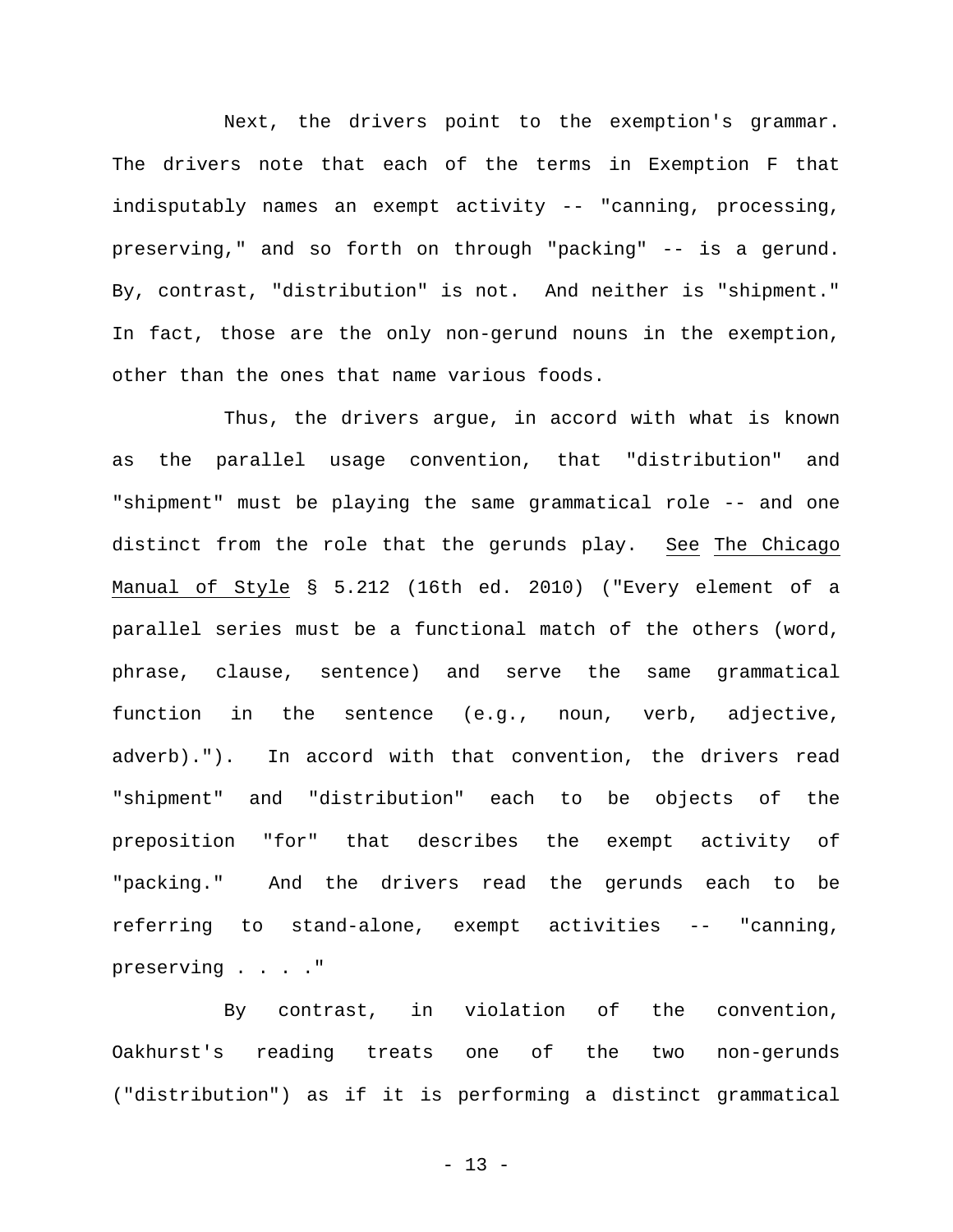Next, the drivers point to the exemption's grammar. The drivers note that each of the terms in Exemption F that indisputably names an exempt activity -- "canning, processing, preserving," and so forth on through "packing" -- is a gerund. By, contrast, "distribution" is not. And neither is "shipment." In fact, those are the only non-gerund nouns in the exemption, other than the ones that name various foods.

Thus, the drivers argue, in accord with what is known as the parallel usage convention, that "distribution" and "shipment" must be playing the same grammatical role -- and one distinct from the role that the gerunds play. See The Chicago Manual of Style § 5.212 (16th ed. 2010) ("Every element of a parallel series must be a functional match of the others (word, phrase, clause, sentence) and serve the same grammatical function in the sentence (e.g., noun, verb, adjective, adverb)."). In accord with that convention, the drivers read "shipment" and "distribution" each to be objects of the preposition "for" that describes the exempt activity of "packing." And the drivers read the gerunds each to be referring to stand-alone, exempt activities -- "canning, preserving . . . ."

By contrast, in violation of the convention, Oakhurst's reading treats one of the two non-gerunds ("distribution") as if it is performing a distinct grammatical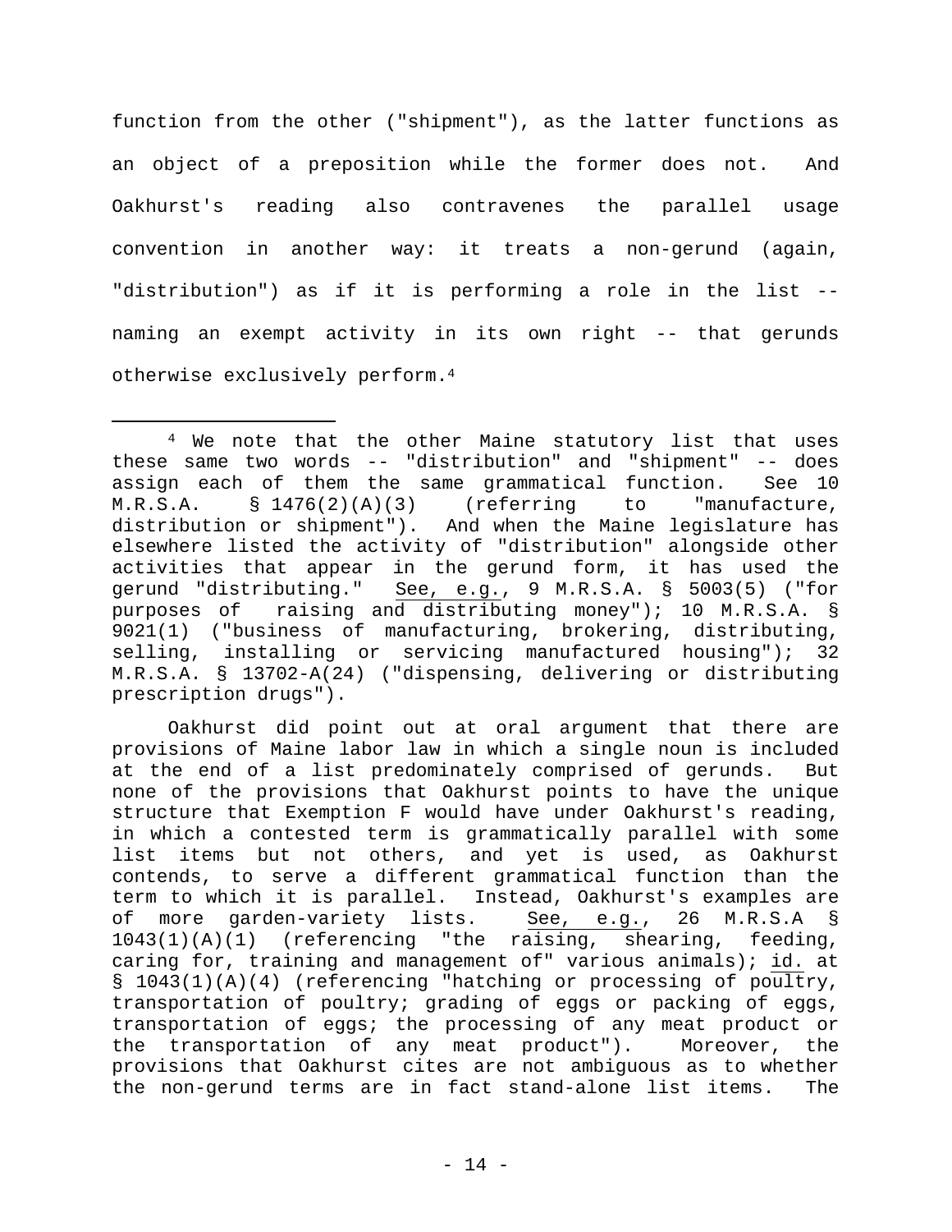function from the other ("shipment"), as the latter functions as an object of a preposition while the former does not. And Oakhurst's reading also contravenes the parallel usage convention in another way: it treats a non-gerund (again, "distribution") as if it is performing a role in the list -- naming an exempt activity in its own right -- that gerunds otherwise exclusively perform.[4]

---

[4] We note that the other Maine statutory list that uses these same two words -- "distribution" and "shipment" -- does assign each of them the same grammatical function. See 10 M.R.S.A. § 1476(2)(A)(3) (referring to "manufacture, distribution or shipment"). And when the Maine legislature has elsewhere listed the activity of "distribution" alongside other activities that appear in the gerund form, it has used the gerund "distributing." See, e.g., 9 M.R.S.A. § 5003(5) ("for purposes of raising and distributing money"); 10 M.R.S.A. § 9021(1) ("business of manufacturing, brokering, distributing, selling, installing or servicing manufactured housing"); 32 M.R.S.A. § 13702-A(24) ("dispensing, delivering or distributing prescription drugs").

Oakhurst did point out at oral argument that there are provisions of Maine labor law in which a single noun is included at the end of a list predominately comprised of gerunds. But none of the provisions that Oakhurst points to have the unique structure that Exemption F would have under Oakhurst's reading, in which a contested term is grammatically parallel with some list items but not others, and yet is used, as Oakhurst contends, to serve a different grammatical function than the term to which it is parallel. Instead, Oakhurst's examples are of more garden-variety lists. See, e.g., 26 M.R.S.A § 1043(1)(A)(1) (referencing "the raising, shearing, feeding, caring for, training and management of" various animals); id. at § 1043(1)(A)(4) (referencing "hatching or processing of poultry, transportation of poultry; grading of eggs or packing of eggs, transportation of eggs; the processing of any meat product or the transportation of any meat product"). Moreover, the provisions that Oakhurst cites are not ambiguous as to whether the non-gerund terms are in fact stand-alone list items. The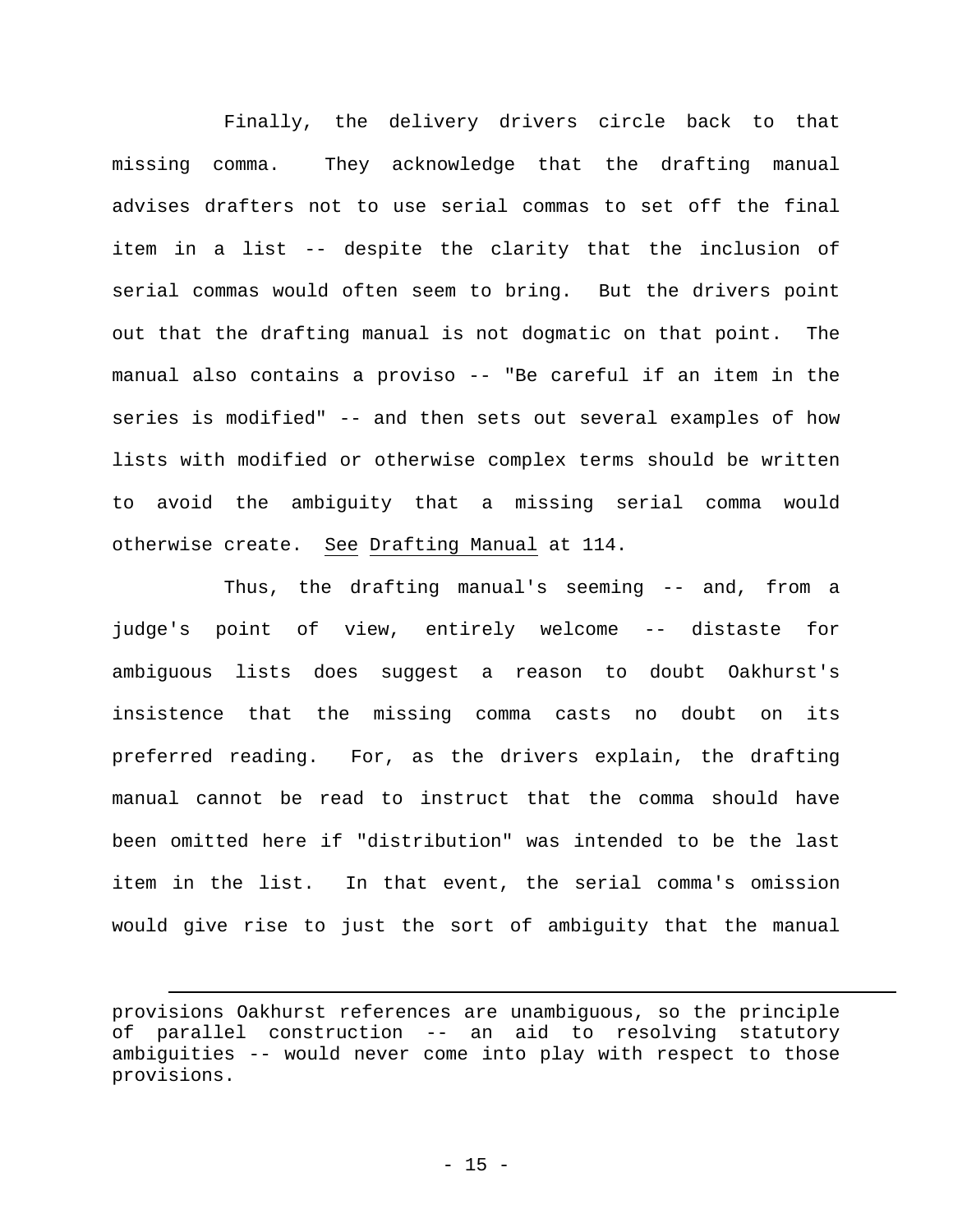Finally, the delivery drivers circle back to that missing comma. They acknowledge that the drafting manual advises drafters not to use serial commas to set off the final item in a list -- despite the clarity that the inclusion of serial commas would often seem to bring. But the drivers point out that the drafting manual is not dogmatic on that point. The manual also contains a proviso -- "Be careful if an item in the series is modified" -- and then sets out several examples of how lists with modified or otherwise complex terms should be written to avoid the ambiguity that a missing serial comma would otherwise create. See Drafting Manual at 114.

Thus, the drafting manual's seeming -- and, from a judge's point of view, entirely welcome -- distaste for ambiguous lists does suggest a reason to doubt Oakhurst's insistence that the missing comma casts no doubt on its preferred reading. For, as the drivers explain, the drafting manual cannot be read to instruct that the comma should have been omitted here if "distribution" was intended to be the last item in the list. In that event, the serial comma's omission would give rise to just the sort of ambiguity that the manual

---

provisions Oakhurst references are unambiguous, so the principle of parallel construction -- an aid to resolving statutory ambiguities -- would never come into play with respect to those provisions.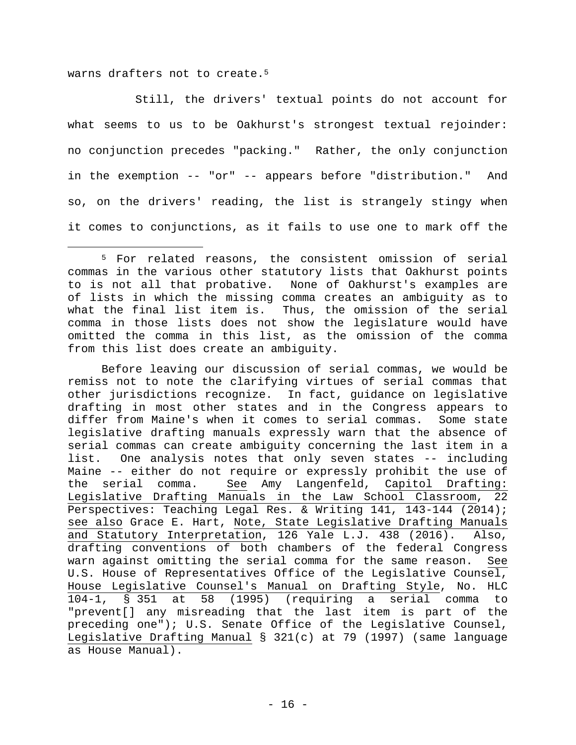warns drafters not to create.[5]

Still, the drivers' textual points do not account for what seems to us to be Oakhurst's strongest textual rejoinder: no conjunction precedes "packing." Rather, the only conjunction in the exemption -- "or" -- appears before "distribution." And so, on the drivers' reading, the list is strangely stingy when it comes to conjunctions, as it fails to use one to mark off the

---

[5] For related reasons, the consistent omission of serial commas in the various other statutory lists that Oakhurst points to is not all that probative. None of Oakhurst's examples are of lists in which the missing comma creates an ambiguity as to what the final list item is. Thus, the omission of the serial comma in those lists does not show the legislature would have omitted the comma in this list, as the omission of the comma from this list does create an ambiguity.

Before leaving our discussion of serial commas, we would be remiss not to note the clarifying virtues of serial commas that other jurisdictions recognize. In fact, guidance on legislative drafting in most other states and in the Congress appears to differ from Maine's when it comes to serial commas. Some state legislative drafting manuals expressly warn that the absence of serial commas can create ambiguity concerning the last item in a list. One analysis notes that only seven states -- including Maine -- either do not require or expressly prohibit the use of the serial comma. See Amy Langenfeld, Capitol Drafting: Legislative Drafting Manuals in the Law School Classroom, 22 Perspectives: Teaching Legal Res. & Writing 141, 143-144 (2014); see also Grace E. Hart, Note, State Legislative Drafting Manuals and Statutory Interpretation, 126 Yale L.J. 438 (2016). Also, drafting conventions of both chambers of the federal Congress warn against omitting the serial comma for the same reason. See U.S. House of Representatives Office of the Legislative Counsel, House Legislative Counsel's Manual on Drafting Style, No. HLC 104-1, § 351 at 58 (1995) (requiring a serial comma to "prevent[] any misreading that the last item is part of the preceding one"); U.S. Senate Office of the Legislative Counsel, Legislative Drafting Manual § 321(c) at 79 (1997) (same language as House Manual).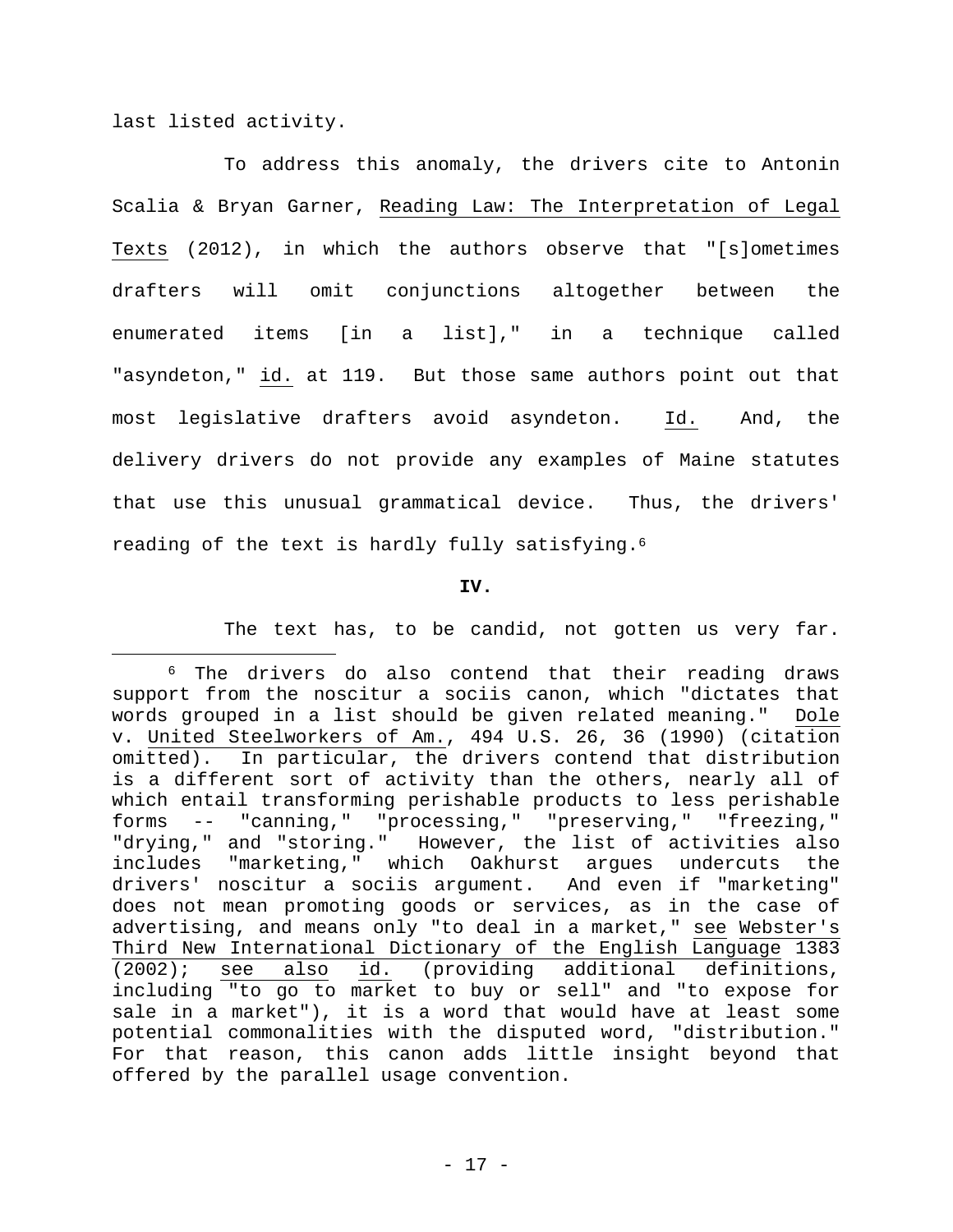last listed activity.

To address this anomaly, the drivers cite to Antonin Scalia & Bryan Garner, Reading Law: The Interpretation of Legal Texts (2012), in which the authors observe that "[s]ometimes drafters will omit conjunctions altogether between the enumerated items [in a list]," in a technique called "asyndeton," id. at 119. But those same authors point out that most legislative drafters avoid asyndeton. Id. And, the delivery drivers do not provide any examples of Maine statutes that use this unusual grammatical device. Thus, the drivers' reading of the text is hardly fully satisfying.[6]

**IV.**

The text has, to be candid, not gotten us very far.

[6] The drivers do also contend that their reading draws support from the noscitur a sociis canon, which "dictates that words grouped in a list should be given related meaning." Dole v. United Steelworkers of Am., 494 U.S. 26, 36 (1990) (citation omitted). In particular, the drivers contend that distribution is a different sort of activity than the others, nearly all of which entail transforming perishable products to less perishable forms -- "canning," "processing," "preserving," "freezing," "drying," and "storing." However, the list of activities also includes "marketing," which Oakhurst argues undercuts the drivers' noscitur a sociis argument. And even if "marketing" does not mean promoting goods or services, as in the case of advertising, and means only "to deal in a market," see Webster's Third New International Dictionary of the English Language 1383 (2002); see also id. (providing additional definitions, including "to go to market to buy or sell" and "to expose for sale in a market"), it is a word that would have at least some potential commonalities with the disputed word, "distribution." For that reason, this canon adds little insight beyond that offered by the parallel usage convention.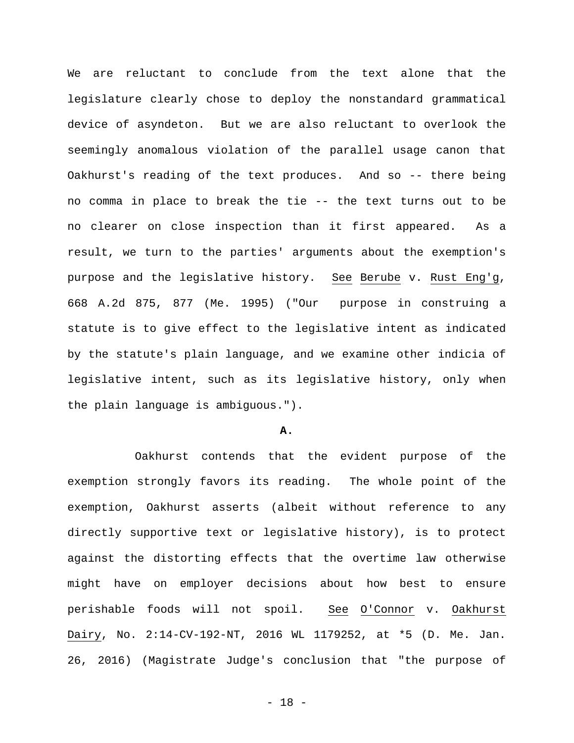We are reluctant to conclude from the text alone that the legislature clearly chose to deploy the nonstandard grammatical device of asyndeton. But we are also reluctant to overlook the seemingly anomalous violation of the parallel usage canon that Oakhurst's reading of the text produces. And so -- there being no comma in place to break the tie -- the text turns out to be no clearer on close inspection than it first appeared. As a result, we turn to the parties' arguments about the exemption's purpose and the legislative history. See Berube v. Rust Eng'g, 668 A.2d 875, 877 (Me. 1995) ("Our purpose in construing a statute is to give effect to the legislative intent as indicated by the statute's plain language, and we examine other indicia of legislative intent, such as its legislative history, only when the plain language is ambiguous.").

**A.**

Oakhurst contends that the evident purpose of the exemption strongly favors its reading. The whole point of the exemption, Oakhurst asserts (albeit without reference to any directly supportive text or legislative history), is to protect against the distorting effects that the overtime law otherwise might have on employer decisions about how best to ensure perishable foods will not spoil. See O'Connor v. Oakhurst Dairy, No. 2:14-CV-192-NT, 2016 WL 1179252, at *5 (D. Me. Jan. 26, 2016) (Magistrate Judge's conclusion that "the purpose of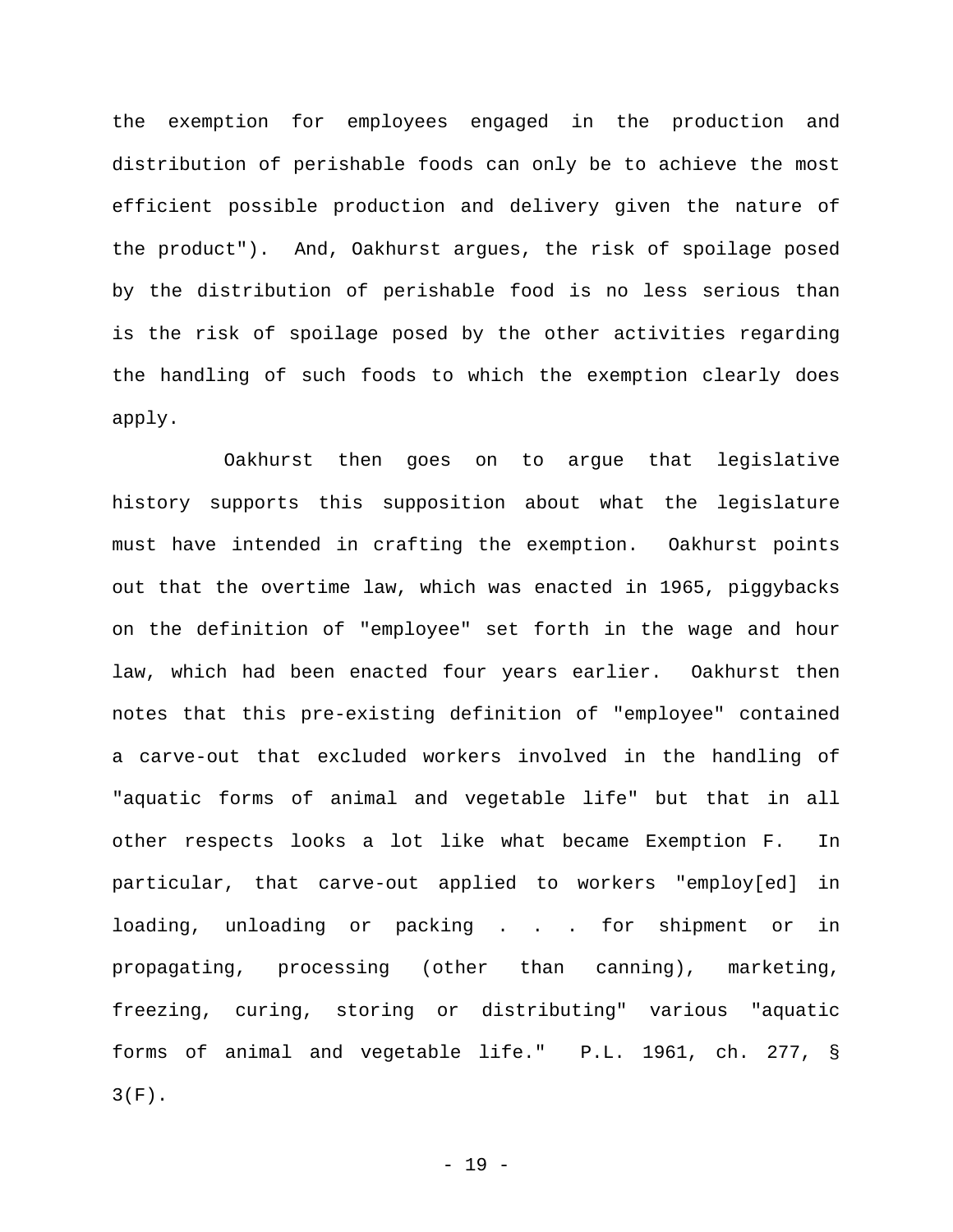the exemption for employees engaged in the production and distribution of perishable foods can only be to achieve the most efficient possible production and delivery given the nature of the product"). And, Oakhurst argues, the risk of spoilage posed by the distribution of perishable food is no less serious than is the risk of spoilage posed by the other activities regarding the handling of such foods to which the exemption clearly does apply.

Oakhurst then goes on to argue that legislative history supports this supposition about what the legislature must have intended in crafting the exemption. Oakhurst points out that the overtime law, which was enacted in 1965, piggybacks on the definition of "employee" set forth in the wage and hour law, which had been enacted four years earlier. Oakhurst then notes that this pre-existing definition of "employee" contained a carve-out that excluded workers involved in the handling of "aquatic forms of animal and vegetable life" but that in all other respects looks a lot like what became Exemption F. In particular, that carve-out applied to workers "employ[ed] in loading, unloading or packing . . . for shipment or in propagating, processing (other than canning), marketing, freezing, curing, storing or distributing" various "aquatic forms of animal and vegetable life." P.L. 1961, ch. 277, § 3(F).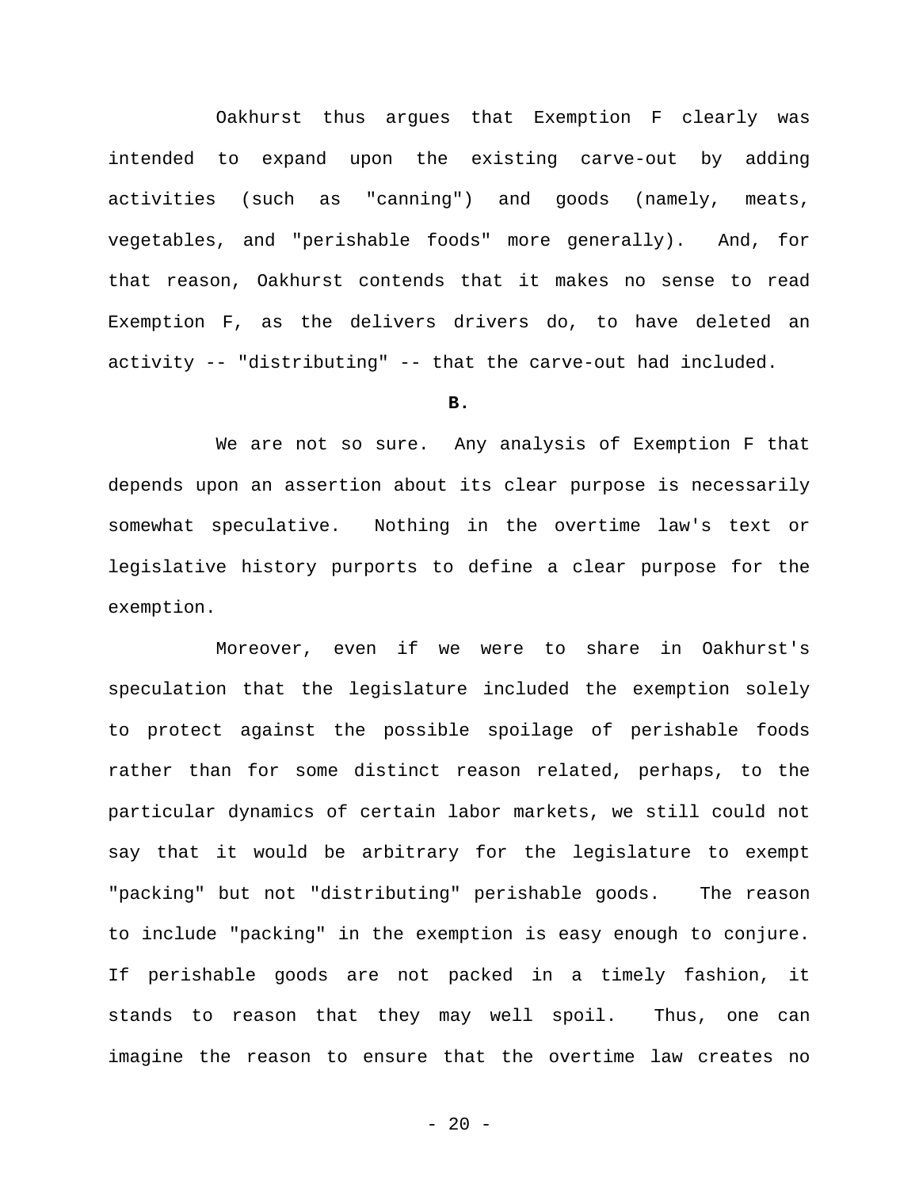Oakhurst thus argues that Exemption F clearly was intended to expand upon the existing carve-out by adding activities (such as "canning") and goods (namely, meats, vegetables, and "perishable foods" more generally). And, for that reason, Oakhurst contends that it makes no sense to read Exemption F, as the delivers drivers do, to have deleted an activity -- "distributing" -- that the carve-out had included.

**B.**

We are not so sure. Any analysis of Exemption F that depends upon an assertion about its clear purpose is necessarily somewhat speculative. Nothing in the overtime law's text or legislative history purports to define a clear purpose for the exemption.

Moreover, even if we were to share in Oakhurst's speculation that the legislature included the exemption solely to protect against the possible spoilage of perishable foods rather than for some distinct reason related, perhaps, to the particular dynamics of certain labor markets, we still could not say that it would be arbitrary for the legislature to exempt "packing" but not "distributing" perishable goods. The reason to include "packing" in the exemption is easy enough to conjure. If perishable goods are not packed in a timely fashion, it stands to reason that they may well spoil. Thus, one can imagine the reason to ensure that the overtime law creates no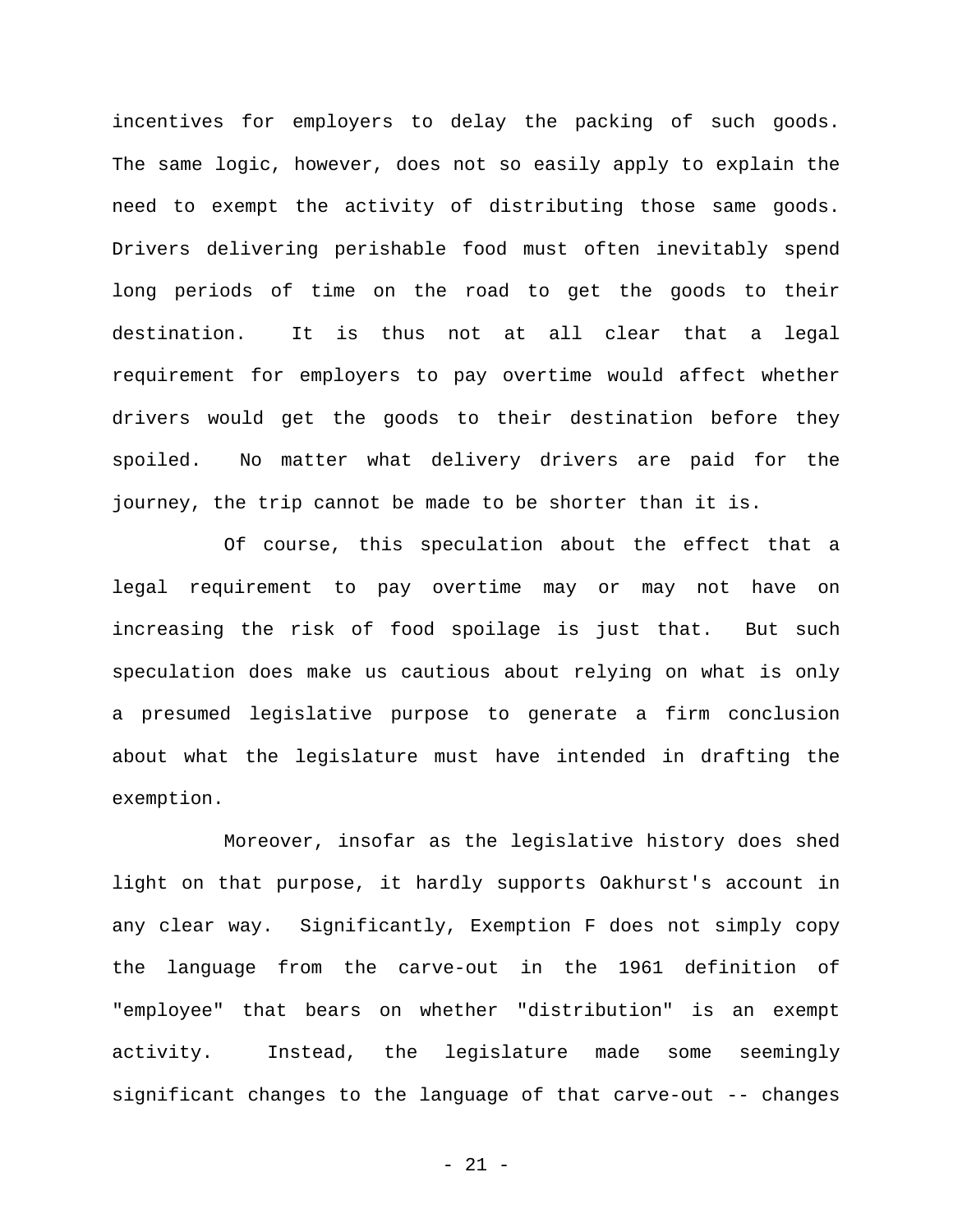incentives for employers to delay the packing of such goods. The same logic, however, does not so easily apply to explain the need to exempt the activity of distributing those same goods. Drivers delivering perishable food must often inevitably spend long periods of time on the road to get the goods to their destination. It is thus not at all clear that a legal requirement for employers to pay overtime would affect whether drivers would get the goods to their destination before they spoiled. No matter what delivery drivers are paid for the journey, the trip cannot be made to be shorter than it is.

Of course, this speculation about the effect that a legal requirement to pay overtime may or may not have on increasing the risk of food spoilage is just that. But such speculation does make us cautious about relying on what is only a presumed legislative purpose to generate a firm conclusion about what the legislature must have intended in drafting the exemption.

Moreover, insofar as the legislative history does shed light on that purpose, it hardly supports Oakhurst's account in any clear way. Significantly, Exemption F does not simply copy the language from the carve-out in the 1961 definition of "employee" that bears on whether "distribution" is an exempt activity. Instead, the legislature made some seemingly significant changes to the language of that carve-out -- changes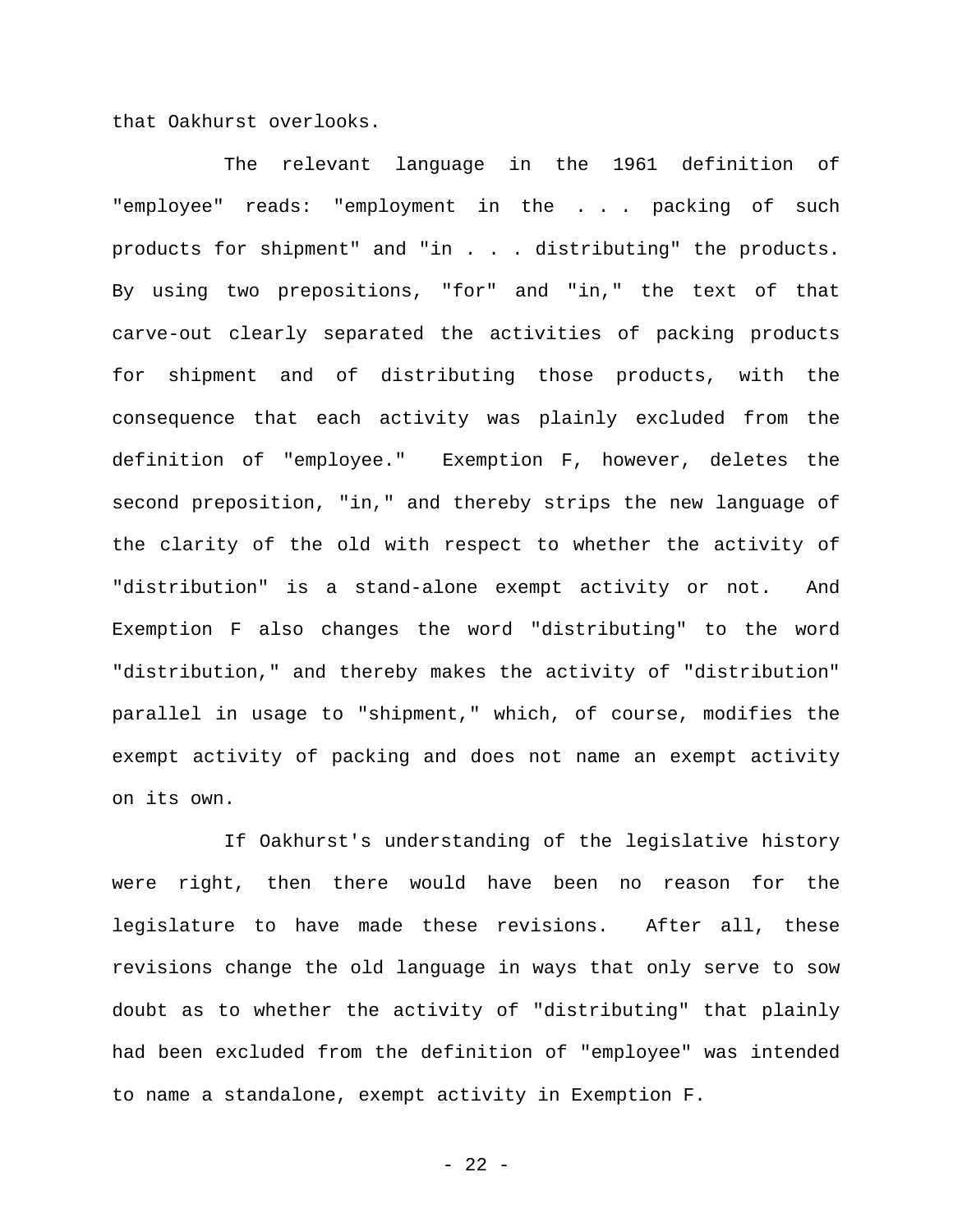that Oakhurst overlooks.

The relevant language in the 1961 definition of "employee" reads: "employment in the . . . packing of such products for shipment" and "in . . . distributing" the products. By using two prepositions, "for" and "in," the text of that carve-out clearly separated the activities of packing products for shipment and of distributing those products, with the consequence that each activity was plainly excluded from the definition of "employee." Exemption F, however, deletes the second preposition, "in," and thereby strips the new language of the clarity of the old with respect to whether the activity of "distribution" is a stand-alone exempt activity or not. And Exemption F also changes the word "distributing" to the word "distribution," and thereby makes the activity of "distribution" parallel in usage to "shipment," which, of course, modifies the exempt activity of packing and does not name an exempt activity on its own.

If Oakhurst's understanding of the legislative history were right, then there would have been no reason for the legislature to have made these revisions. After all, these revisions change the old language in ways that only serve to sow doubt as to whether the activity of "distributing" that plainly had been excluded from the definition of "employee" was intended to name a standalone, exempt activity in Exemption F.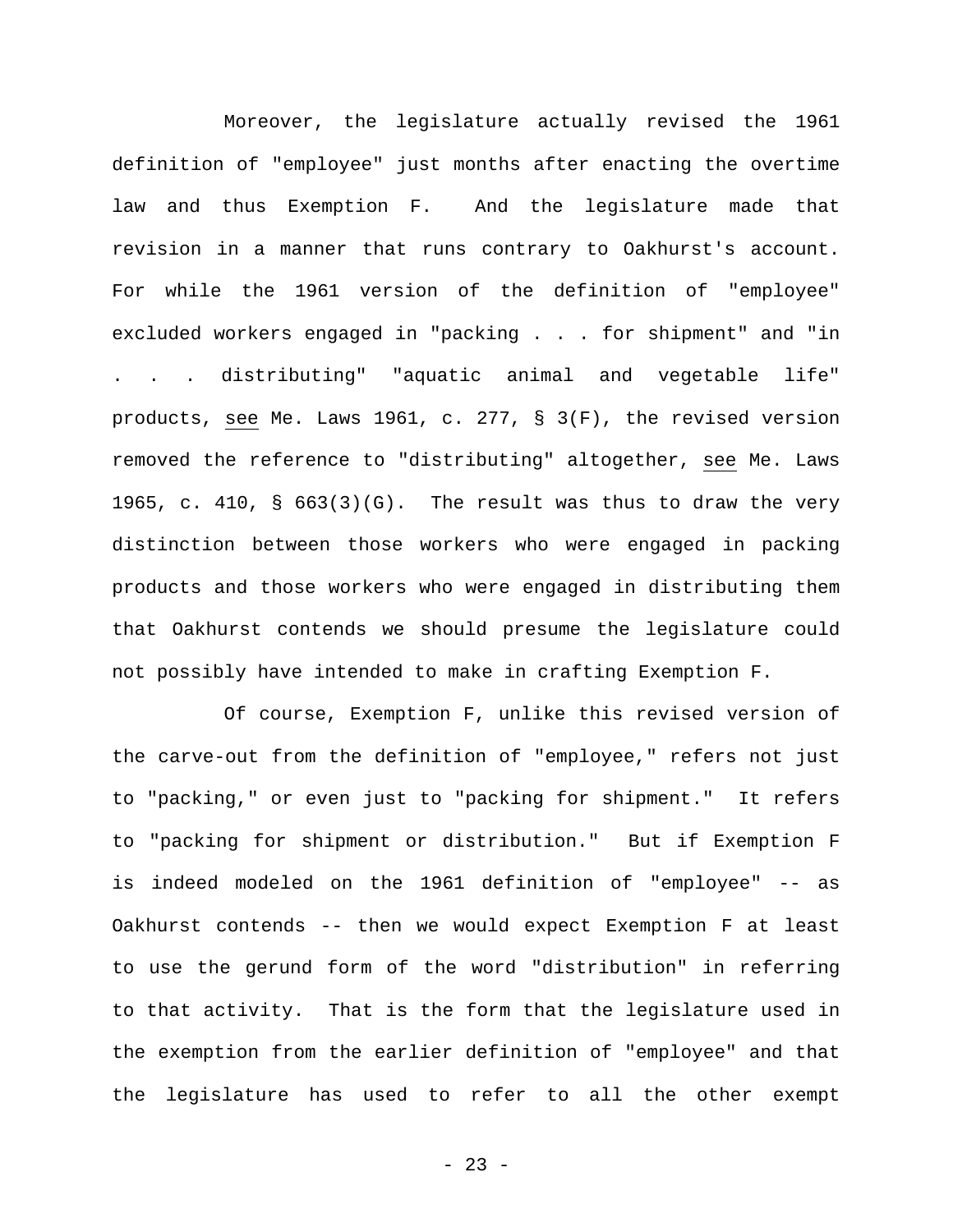Moreover, the legislature actually revised the 1961 definition of "employee" just months after enacting the overtime law and thus Exemption F. And the legislature made that revision in a manner that runs contrary to Oakhurst's account. For while the 1961 version of the definition of "employee" excluded workers engaged in "packing . . . for shipment" and "in . . . distributing" "aquatic animal and vegetable life" products, _see_ Me. Laws 1961, c. 277, § 3(F), the revised version removed the reference to "distributing" altogether, _see_ Me. Laws 1965, c. 410, § 663(3)(G). The result was thus to draw the very distinction between those workers who were engaged in packing products and those workers who were engaged in distributing them that Oakhurst contends we should presume the legislature could not possibly have intended to make in crafting Exemption F.

Of course, Exemption F, unlike this revised version of the carve-out from the definition of "employee," refers not just to "packing," or even just to "packing for shipment." It refers to "packing for shipment or distribution." But if Exemption F is indeed modeled on the 1961 definition of "employee" -- as Oakhurst contends -- then we would expect Exemption F at least to use the gerund form of the word "distribution" in referring to that activity. That is the form that the legislature used in the exemption from the earlier definition of "employee" and that the legislature has used to refer to all the other exempt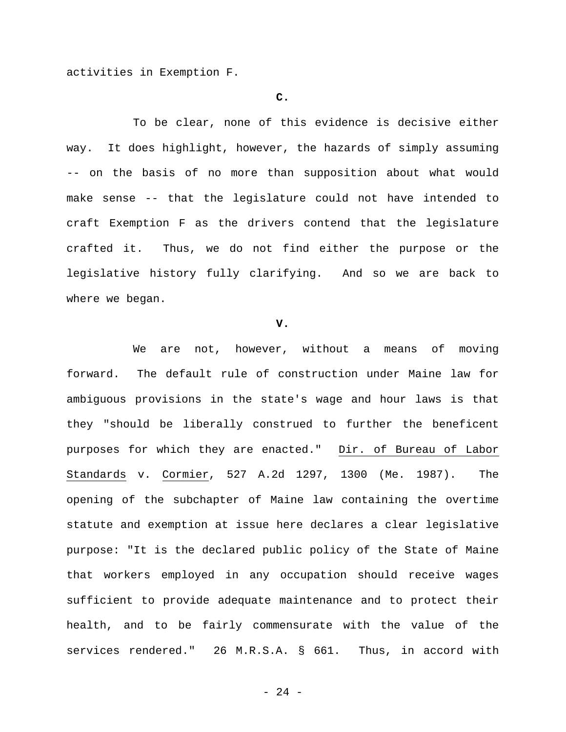activities in Exemption F.

**C.**

To be clear, none of this evidence is decisive either way. It does highlight, however, the hazards of simply assuming -- on the basis of no more than supposition about what would make sense -- that the legislature could not have intended to craft Exemption F as the drivers contend that the legislature crafted it. Thus, we do not find either the purpose or the legislative history fully clarifying. And so we are back to where we began.

**V.**

We are not, however, without a means of moving forward. The default rule of construction under Maine law for ambiguous provisions in the state's wage and hour laws is that they "should be liberally construed to further the beneficent purposes for which they are enacted." Dir. of Bureau of Labor Standards v. Cormier, 527 A.2d 1297, 1300 (Me. 1987). The opening of the subchapter of Maine law containing the overtime statute and exemption at issue here declares a clear legislative purpose: "It is the declared public policy of the State of Maine that workers employed in any occupation should receive wages sufficient to provide adequate maintenance and to protect their health, and to be fairly commensurate with the value of the services rendered." 26 M.R.S.A. § 661. Thus, in accord with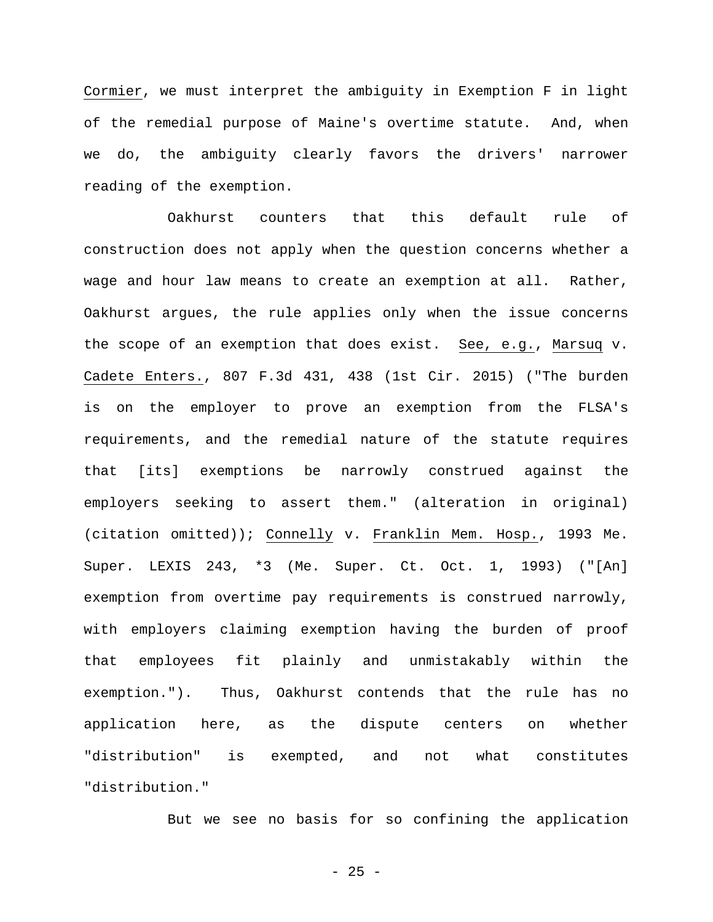Cormier, we must interpret the ambiguity in Exemption F in light of the remedial purpose of Maine's overtime statute. And, when we do, the ambiguity clearly favors the drivers' narrower reading of the exemption.

Oakhurst counters that this default rule of construction does not apply when the question concerns whether a wage and hour law means to create an exemption at all. Rather, Oakhurst argues, the rule applies only when the issue concerns the scope of an exemption that does exist. See, e.g., Marsuq v. Cadete Enters., 807 F.3d 431, 438 (1st Cir. 2015) ("The burden is on the employer to prove an exemption from the FLSA's requirements, and the remedial nature of the statute requires that [its] exemptions be narrowly construed against the employers seeking to assert them." (alteration in original) (citation omitted)); Connelly v. Franklin Mem. Hosp., 1993 Me. Super. LEXIS 243, *3 (Me. Super. Ct. Oct. 1, 1993) ("[An] exemption from overtime pay requirements is construed narrowly, with employers claiming exemption having the burden of proof that employees fit plainly and unmistakably within the exemption."). Thus, Oakhurst contends that the rule has no application here, as the dispute centers on whether "distribution" is exempted, and not what constitutes "distribution."

But we see no basis for so confining the application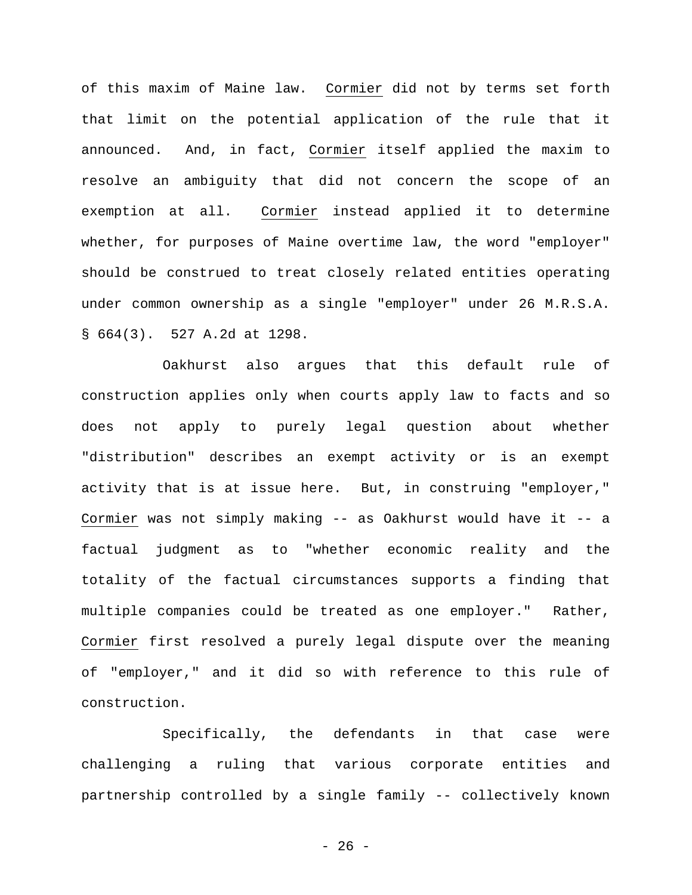of this maxim of Maine law. Cormier did not by terms set forth that limit on the potential application of the rule that it announced. And, in fact, Cormier itself applied the maxim to resolve an ambiguity that did not concern the scope of an exemption at all. Cormier instead applied it to determine whether, for purposes of Maine overtime law, the word "employer" should be construed to treat closely related entities operating under common ownership as a single "employer" under 26 M.R.S.A. § 664(3). 527 A.2d at 1298.

Oakhurst also argues that this default rule of construction applies only when courts apply law to facts and so does not apply to purely legal question about whether "distribution" describes an exempt activity or is an exempt activity that is at issue here. But, in construing "employer," Cormier was not simply making -- as Oakhurst would have it -- a factual judgment as to "whether economic reality and the totality of the factual circumstances supports a finding that multiple companies could be treated as one employer." Rather, Cormier first resolved a purely legal dispute over the meaning of "employer," and it did so with reference to this rule of construction.

Specifically, the defendants in that case were challenging a ruling that various corporate entities and partnership controlled by a single family -- collectively known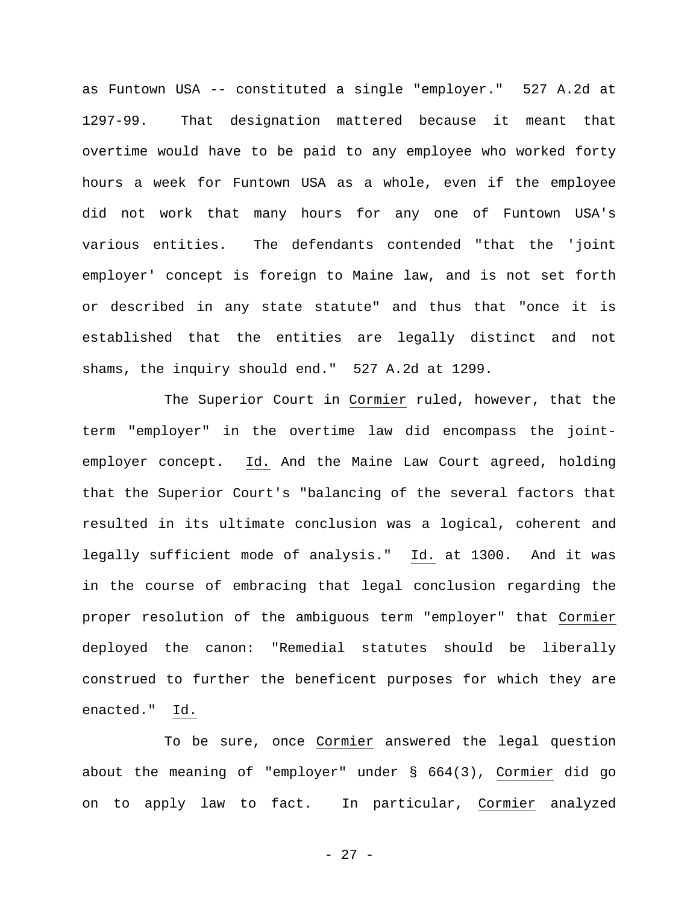as Funtown USA -- constituted a single "employer." 527 A.2d at 1297-99. That designation mattered because it meant that overtime would have to be paid to any employee who worked forty hours a week for Funtown USA as a whole, even if the employee did not work that many hours for any one of Funtown USA's various entities. The defendants contended "that the 'joint employer' concept is foreign to Maine law, and is not set forth or described in any state statute" and thus that "once it is established that the entities are legally distinct and not shams, the inquiry should end." 527 A.2d at 1299.

The Superior Court in Cormier ruled, however, that the term "employer" in the overtime law did encompass the joint-employer concept. Id. And the Maine Law Court agreed, holding that the Superior Court's "balancing of the several factors that resulted in its ultimate conclusion was a logical, coherent and legally sufficient mode of analysis." Id. at 1300. And it was in the course of embracing that legal conclusion regarding the proper resolution of the ambiguous term "employer" that Cormier deployed the canon: "Remedial statutes should be liberally construed to further the beneficent purposes for which they are enacted." Id.

To be sure, once Cormier answered the legal question about the meaning of "employer" under § 664(3), Cormier did go on to apply law to fact. In particular, Cormier analyzed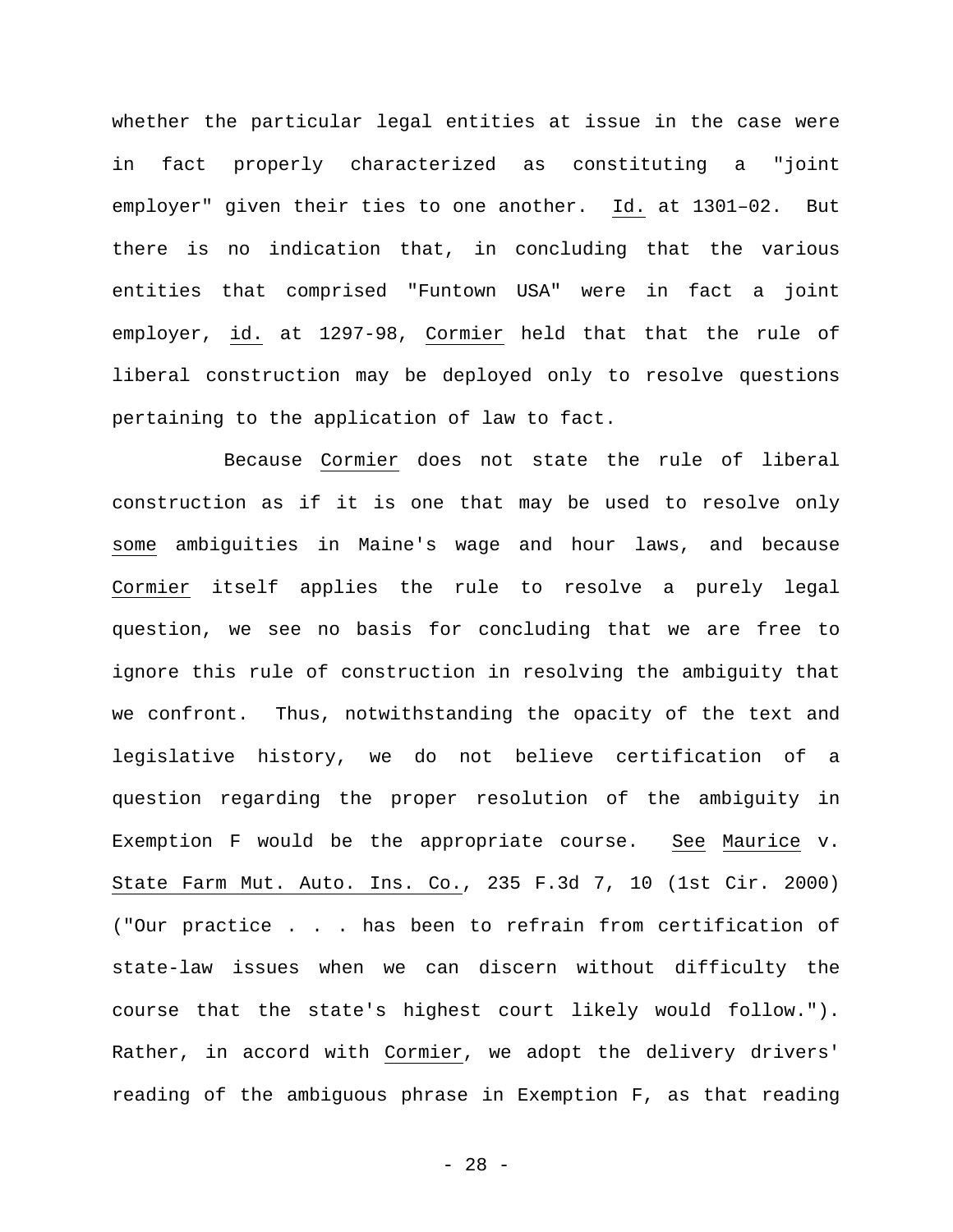whether the particular legal entities at issue in the case were in fact properly characterized as constituting a "joint employer" given their ties to one another. Id. at 1301–02. But there is no indication that, in concluding that the various entities that comprised "Funtown USA" were in fact a joint employer, id. at 1297-98, Cormier held that that the rule of liberal construction may be deployed only to resolve questions pertaining to the application of law to fact.

Because Cormier does not state the rule of liberal construction as if it is one that may be used to resolve only some ambiguities in Maine's wage and hour laws, and because Cormier itself applies the rule to resolve a purely legal question, we see no basis for concluding that we are free to ignore this rule of construction in resolving the ambiguity that we confront. Thus, notwithstanding the opacity of the text and legislative history, we do not believe certification of a question regarding the proper resolution of the ambiguity in Exemption F would be the appropriate course. See Maurice v. State Farm Mut. Auto. Ins. Co., 235 F.3d 7, 10 (1st Cir. 2000) ("Our practice . . . has been to refrain from certification of state-law issues when we can discern without difficulty the course that the state's highest court likely would follow."). Rather, in accord with Cormier, we adopt the delivery drivers' reading of the ambiguous phrase in Exemption F, as that reading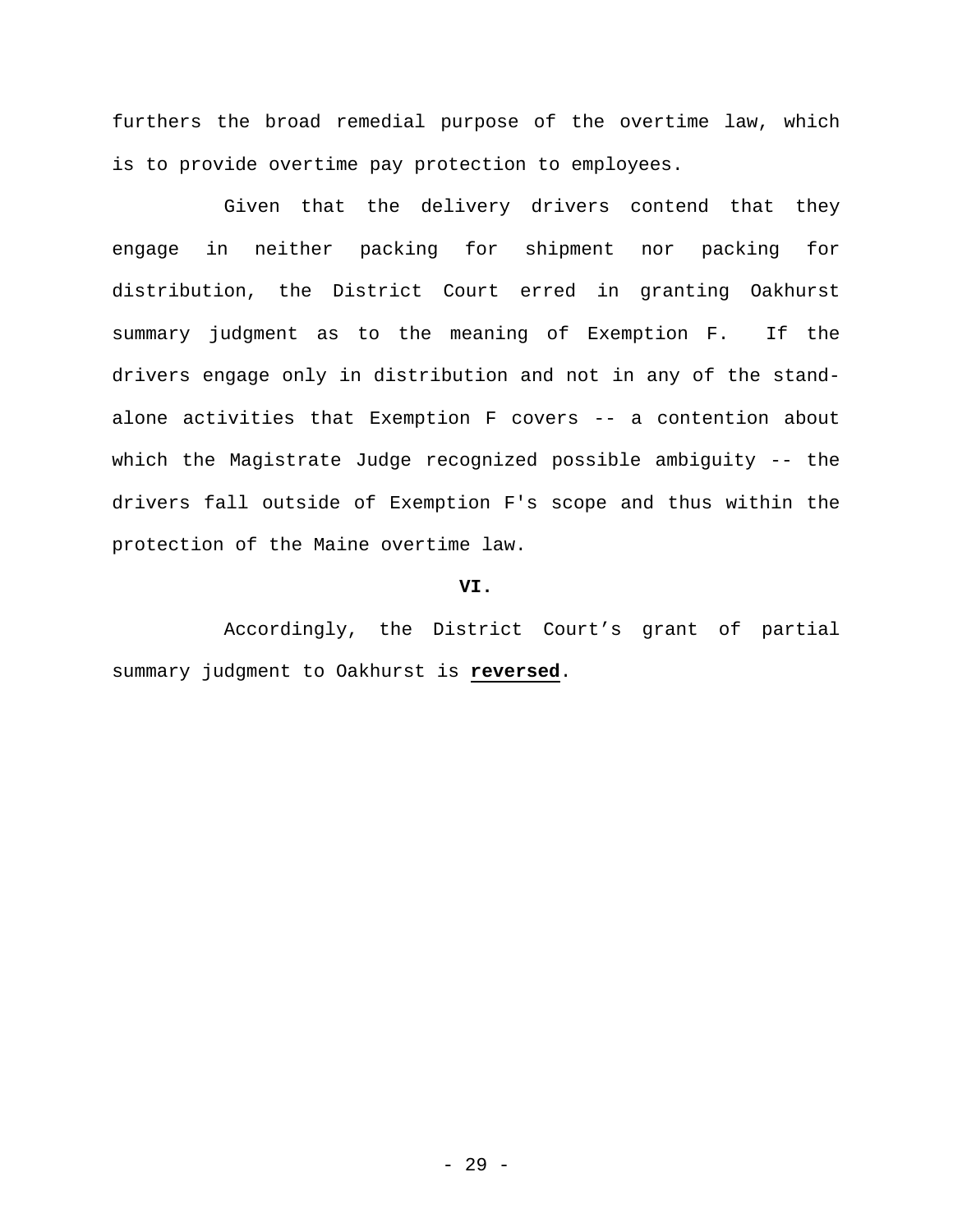furthers the broad remedial purpose of the overtime law, which is to provide overtime pay protection to employees.

Given that the delivery drivers contend that they engage in neither packing for shipment nor packing for distribution, the District Court erred in granting Oakhurst summary judgment as to the meaning of Exemption F. If the drivers engage only in distribution and not in any of the stand-alone activities that Exemption F covers -- a contention about which the Magistrate Judge recognized possible ambiguity -- the drivers fall outside of Exemption F's scope and thus within the protection of the Maine overtime law.

**VI.**

Accordingly, the District Court’s grant of partial summary judgment to Oakhurst is **reversed**.